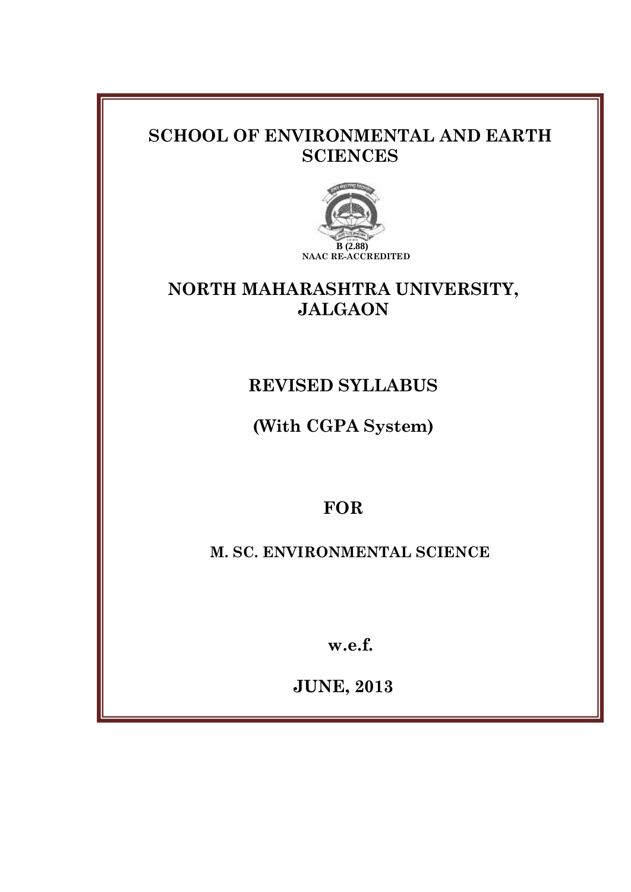# SCHOOL OF ENVIRONMENTAL AND EARTH SCIENCES

B (2.88)
NAAC RE-ACCREDITED

# NORTH MAHARASHTRA UNIVERSITY, JALGAON

## REVISED SYLLABUS

## (With CGPA System)

## FOR

### M. SC. ENVIRONMENTAL SCIENCE

**w.e.f.**

**JUNE, 2013**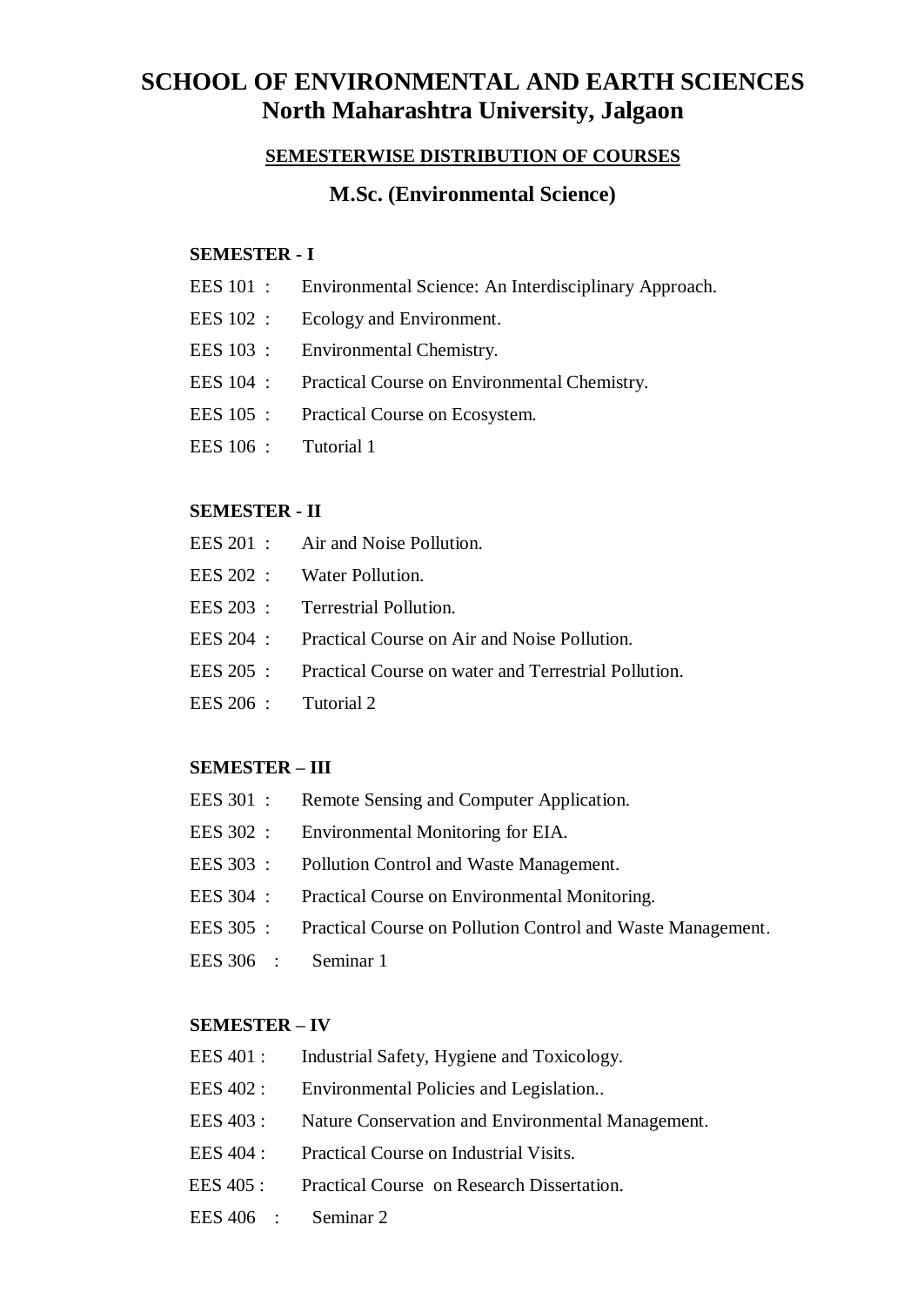# SCHOOL OF ENVIRONMENTAL AND EARTH SCIENCES
# North Maharashtra University, Jalgaon

**SEMESTERWISE DISTRIBUTION OF COURSES**

## M.Sc. (Environmental Science)

### SEMESTER - I

EES 101 : Environmental Science: An Interdisciplinary Approach.

EES 102 : Ecology and Environment.

EES 103 : Environmental Chemistry.

EES 104 : Practical Course on Environmental Chemistry.

EES 105 : Practical Course on Ecosystem.

EES 106 : Tutorial 1

### SEMESTER - II

EES 201 : Air and Noise Pollution.

EES 202 : Water Pollution.

EES 203 : Terrestrial Pollution.

EES 204 : Practical Course on Air and Noise Pollution.

EES 205 : Practical Course on water and Terrestrial Pollution.

EES 206 : Tutorial 2

### SEMESTER – III

EES 301 : Remote Sensing and Computer Application.

EES 302 : Environmental Monitoring for EIA.

EES 303 : Pollution Control and Waste Management.

EES 304 : Practical Course on Environmental Monitoring.

EES 305 : Practical Course on Pollution Control and Waste Management.

EES 306 : Seminar 1

### SEMESTER – IV

EES 401 : Industrial Safety, Hygiene and Toxicology.

EES 402 : Environmental Policies and Legislation..

EES 403 : Nature Conservation and Environmental Management.

EES 404 : Practical Course on Industrial Visits.

EES 405 : Practical Course on Research Dissertation.

EES 406 : Seminar 2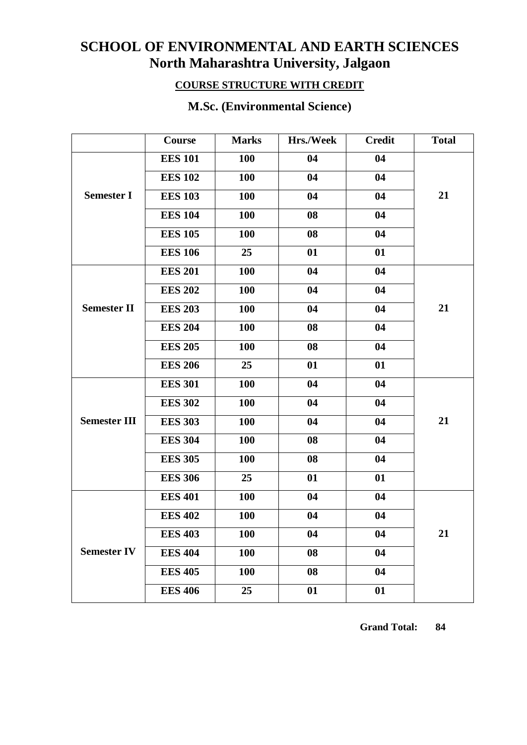# SCHOOL OF ENVIRONMENTAL AND EARTH SCIENCES
## North Maharashtra University, Jalgaon

**COURSE STRUCTURE WITH CREDIT**

### M.Sc. (Environmental Science)

| | Course | Marks | Hrs./Week | Credit | Total |
|---|---|---|---|---|---|
| Semester I | EES 101 | 100 | 04 | 04 | 21 |
| | EES 102 | 100 | 04 | 04 | |
| | EES 103 | 100 | 04 | 04 | |
| | EES 104 | 100 | 08 | 04 | |
| | EES 105 | 100 | 08 | 04 | |
| | EES 106 | 25 | 01 | 01 | |
| Semester II | EES 201 | 100 | 04 | 04 | 21 |
| | EES 202 | 100 | 04 | 04 | |
| | EES 203 | 100 | 04 | 04 | |
| | EES 204 | 100 | 08 | 04 | |
| | EES 205 | 100 | 08 | 04 | |
| | EES 206 | 25 | 01 | 01 | |
| Semester III | EES 301 | 100 | 04 | 04 | 21 |
| | EES 302 | 100 | 04 | 04 | |
| | EES 303 | 100 | 04 | 04 | |
| | EES 304 | 100 | 08 | 04 | |
| | EES 305 | 100 | 08 | 04 | |
| | EES 306 | 25 | 01 | 01 | |
| Semester IV | EES 401 | 100 | 04 | 04 | 21 |
| | EES 402 | 100 | 04 | 04 | |
| | EES 403 | 100 | 04 | 04 | |
| | EES 404 | 100 | 08 | 04 | |
| | EES 405 | 100 | 08 | 04 | |
| | EES 406 | 25 | 01 | 01 | |

**Grand Total: 84**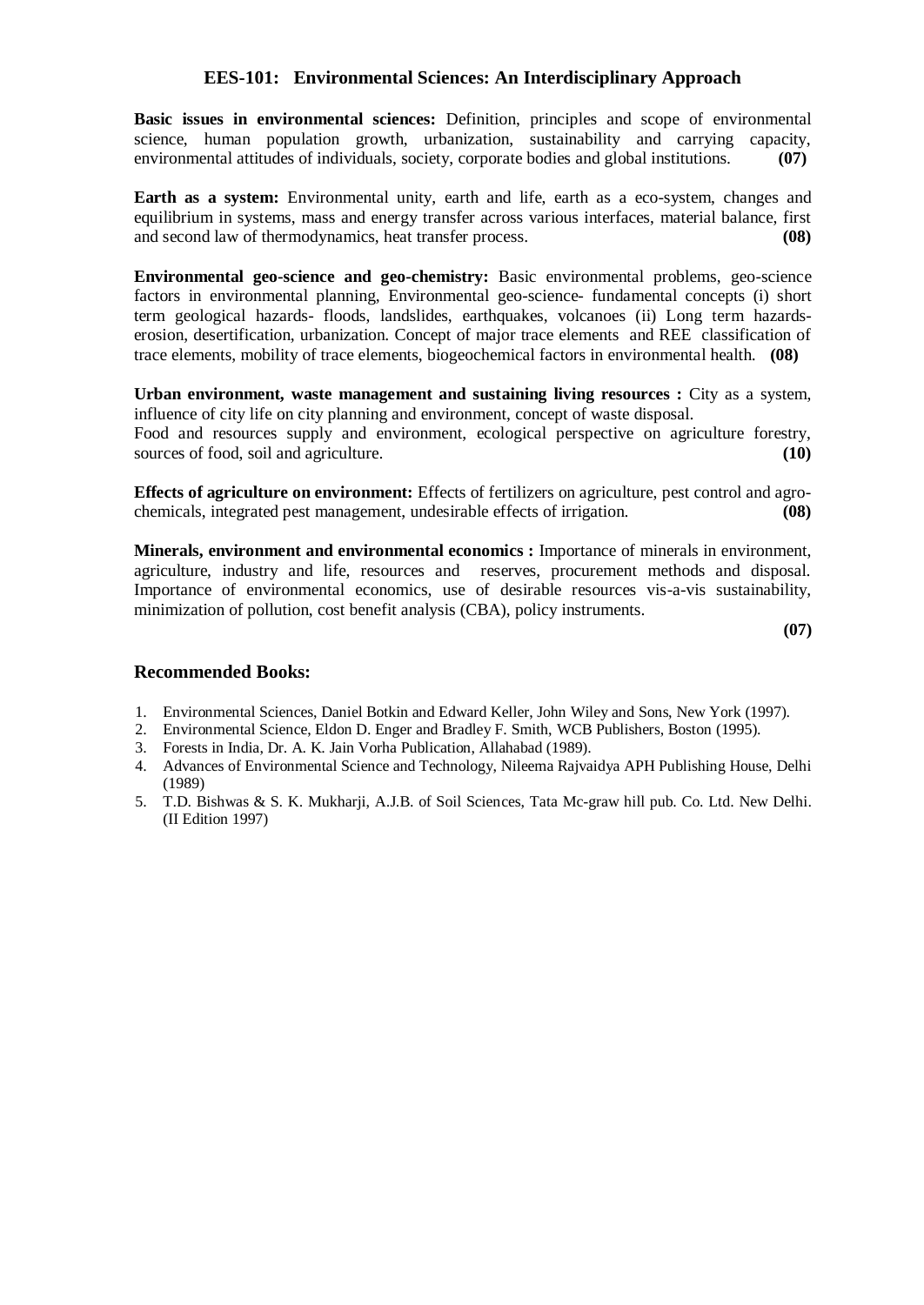## EES-101: Environmental Sciences: An Interdisciplinary Approach

**Basic issues in environmental sciences:** Definition, principles and scope of environmental science, human population growth, urbanization, sustainability and carrying capacity, environmental attitudes of individuals, society, corporate bodies and global institutions. **(07)**

**Earth as a system:** Environmental unity, earth and life, earth as a eco-system, changes and equilibrium in systems, mass and energy transfer across various interfaces, material balance, first and second law of thermodynamics, heat transfer process. **(08)**

**Environmental geo-science and geo-chemistry:** Basic environmental problems, geo-science factors in environmental planning, Environmental geo-science- fundamental concepts (i) short term geological hazards- floods, landslides, earthquakes, volcanoes (ii) Long term hazards- erosion, desertification, urbanization. Concept of major trace elements and REE classification of trace elements, mobility of trace elements, biogeochemical factors in environmental health. **(08)**

**Urban environment, waste management and sustaining living resources :** City as a system, influence of city life on city planning and environment, concept of waste disposal.
Food and resources supply and environment, ecological perspective on agriculture forestry, sources of food, soil and agriculture. **(10)**

**Effects of agriculture on environment:** Effects of fertilizers on agriculture, pest control and agro-chemicals, integrated pest management, undesirable effects of irrigation. **(08)**

**Minerals, environment and environmental economics :** Importance of minerals in environment, agriculture, industry and life, resources and reserves, procurement methods and disposal. Importance of environmental economics, use of desirable resources vis-a-vis sustainability, minimization of pollution, cost benefit analysis (CBA), policy instruments. **(07)**

### Recommended Books:

1. Environmental Sciences, Daniel Botkin and Edward Keller, John Wiley and Sons, New York (1997).
2. Environmental Science, Eldon D. Enger and Bradley F. Smith, WCB Publishers, Boston (1995).
3. Forests in India, Dr. A. K. Jain Vorha Publication, Allahabad (1989).
4. Advances of Environmental Science and Technology, Nileema Rajvaidya APH Publishing House, Delhi (1989)
5. T.D. Bishwas & S. K. Mukharji, A.J.B. of Soil Sciences, Tata Mc-graw hill pub. Co. Ltd. New Delhi. (II Edition 1997)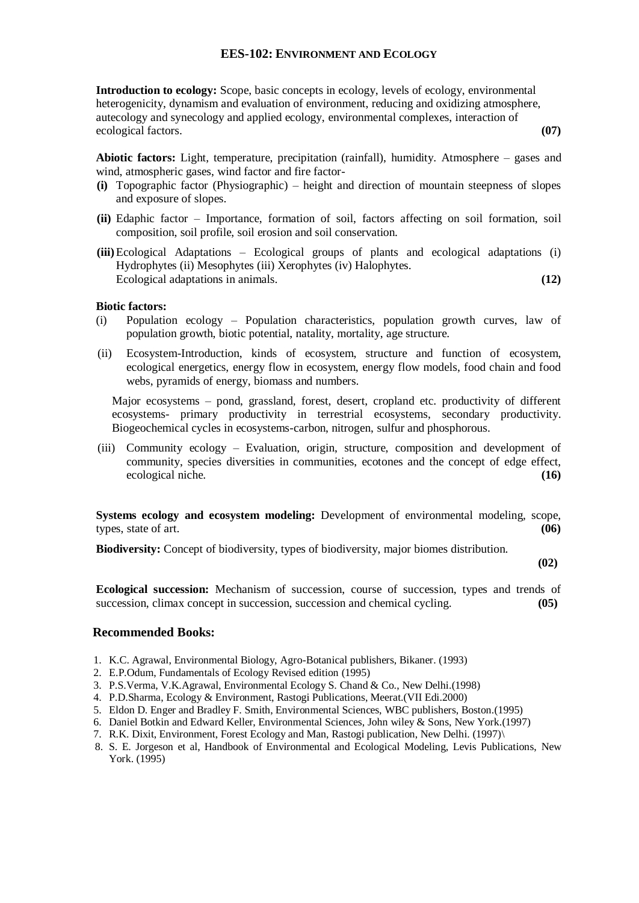## EES-102: Environment and Ecology

**Introduction to ecology:** Scope, basic concepts in ecology, levels of ecology, environmental heterogenicity, dynamism and evaluation of environment, reducing and oxidizing atmosphere, autecology and synecology and applied ecology, environmental complexes, interaction of ecological factors. **(07)**

**Abiotic factors:** Light, temperature, precipitation (rainfall), humidity. Atmosphere – gases and wind, atmospheric gases, wind factor and fire factor-

- **(i)** Topographic factor (Physiographic) – height and direction of mountain steepness of slopes and exposure of slopes.
- **(ii)** Edaphic factor – Importance, formation of soil, factors affecting on soil formation, soil composition, soil profile, soil erosion and soil conservation.
- **(iii)** Ecological Adaptations – Ecological groups of plants and ecological adaptations (i) Hydrophytes (ii) Mesophytes (iii) Xerophytes (iv) Halophytes.
  Ecological adaptations in animals. **(12)**

**Biotic factors:**

- (i) Population ecology – Population characteristics, population growth curves, law of population growth, biotic potential, natality, mortality, age structure.
- (ii) Ecosystem-Introduction, kinds of ecosystem, structure and function of ecosystem, ecological energetics, energy flow in ecosystem, energy flow models, food chain and food webs, pyramids of energy, biomass and numbers.

  Major ecosystems – pond, grassland, forest, desert, cropland etc. productivity of different ecosystems- primary productivity in terrestrial ecosystems, secondary productivity. Biogeochemical cycles in ecosystems-carbon, nitrogen, sulfur and phosphorous.
- (iii) Community ecology – Evaluation, origin, structure, composition and development of community, species diversities in communities, ecotones and the concept of edge effect, ecological niche. **(16)**

**Systems ecology and ecosystem modeling:** Development of environmental modeling, scope, types, state of art. **(06)**

**Biodiversity:** Concept of biodiversity, types of biodiversity, major biomes distribution. **(02)**

**Ecological succession:** Mechanism of succession, course of succession, types and trends of succession, climax concept in succession, succession and chemical cycling. **(05)**

### Recommended Books:

1. K.C. Agrawal, Environmental Biology, Agro-Botanical publishers, Bikaner. (1993)
2. E.P.Odum, Fundamentals of Ecology Revised edition (1995)
3. P.S.Verma, V.K.Agrawal, Environmental Ecology S. Chand & Co., New Delhi.(1998)
4. P.D.Sharma, Ecology & Environment, Rastogi Publications, Meerat.(VII Edi.2000)
5. Eldon D. Enger and Bradley F. Smith, Environmental Sciences, WBC publishers, Boston.(1995)
6. Daniel Botkin and Edward Keller, Environmental Sciences, John wiley & Sons, New York.(1997)
7. R.K. Dixit, Environment, Forest Ecology and Man, Rastogi publication, New Delhi. (1997)\
8. S. E. Jorgeson et al, Handbook of Environmental and Ecological Modeling, Levis Publications, New York. (1995)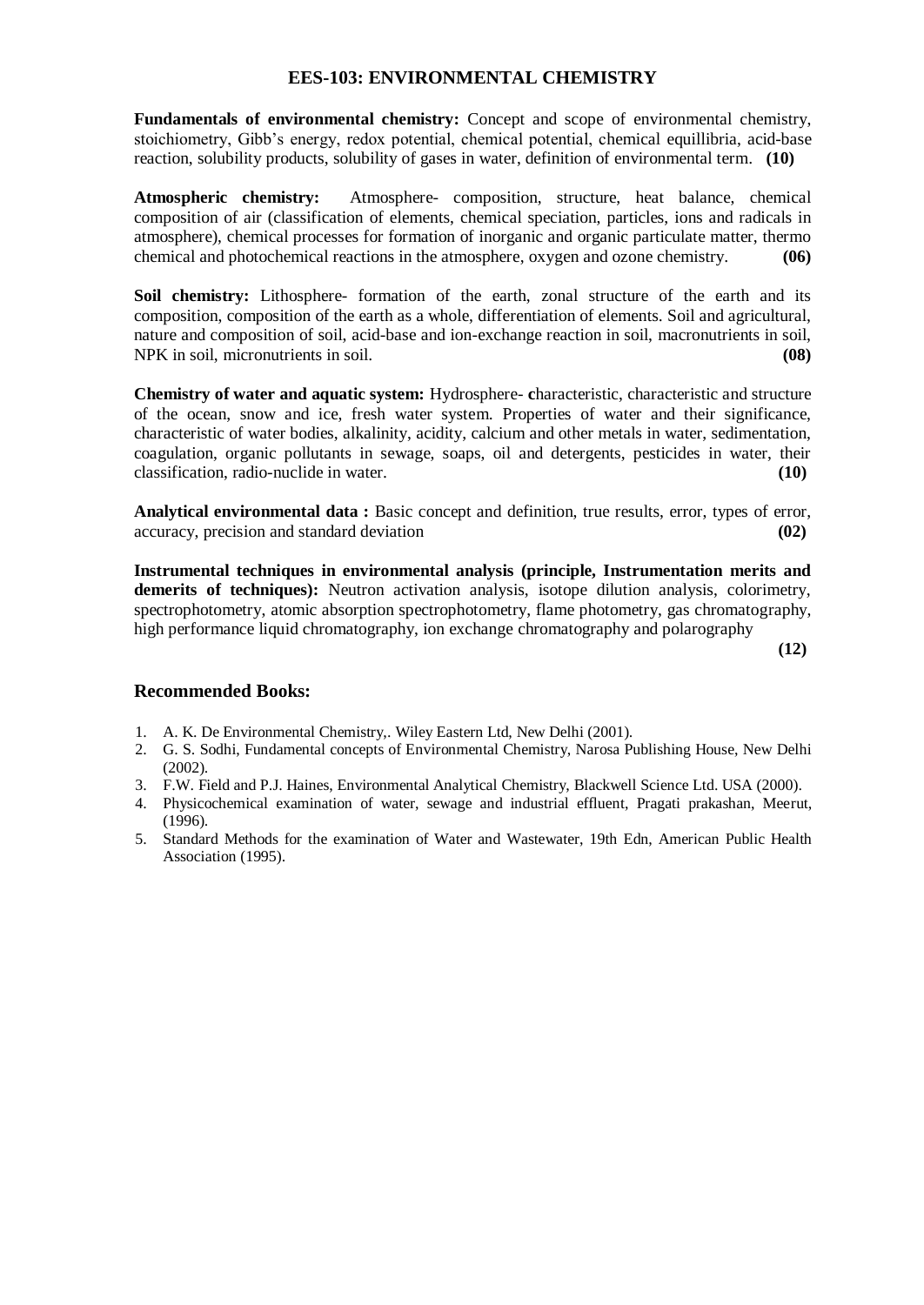## EES-103: ENVIRONMENTAL CHEMISTRY

**Fundamentals of environmental chemistry:** Concept and scope of environmental chemistry, stoichiometry, Gibb's energy, redox potential, chemical potential, chemical equillibria, acid-base reaction, solubility products, solubility of gases in water, definition of environmental term. **(10)**

**Atmospheric chemistry:** Atmosphere- composition, structure, heat balance, chemical composition of air (classification of elements, chemical speciation, particles, ions and radicals in atmosphere), chemical processes for formation of inorganic and organic particulate matter, thermo chemical and photochemical reactions in the atmosphere, oxygen and ozone chemistry. **(06)**

**Soil chemistry:** Lithosphere- formation of the earth, zonal structure of the earth and its composition, composition of the earth as a whole, differentiation of elements. Soil and agricultural, nature and composition of soil, acid-base and ion-exchange reaction in soil, macronutrients in soil, NPK in soil, micronutrients in soil. **(08)**

**Chemistry of water and aquatic system:** Hydrosphere- **c**haracteristic, characteristic and structure of the ocean, snow and ice, fresh water system. Properties of water and their significance, characteristic of water bodies, alkalinity, acidity, calcium and other metals in water, sedimentation, coagulation, organic pollutants in sewage, soaps, oil and detergents, pesticides in water, their classification, radio-nuclide in water. **(10)**

**Analytical environmental data :** Basic concept and definition, true results, error, types of error, accuracy, precision and standard deviation **(02)**

**Instrumental techniques in environmental analysis (principle, Instrumentation merits and demerits of techniques):** Neutron activation analysis, isotope dilution analysis, colorimetry, spectrophotometry, atomic absorption spectrophotometry, flame photometry, gas chromatography, high performance liquid chromatography, ion exchange chromatography and polarography **(12)**

### Recommended Books:

1. A. K. De Environmental Chemistry,. Wiley Eastern Ltd, New Delhi (2001).
2. G. S. Sodhi, Fundamental concepts of Environmental Chemistry, Narosa Publishing House, New Delhi (2002).
3. F.W. Field and P.J. Haines, Environmental Analytical Chemistry, Blackwell Science Ltd. USA (2000).
4. Physicochemical examination of water, sewage and industrial effluent, Pragati prakashan, Meerut, (1996).
5. Standard Methods for the examination of Water and Wastewater, 19th Edn, American Public Health Association (1995).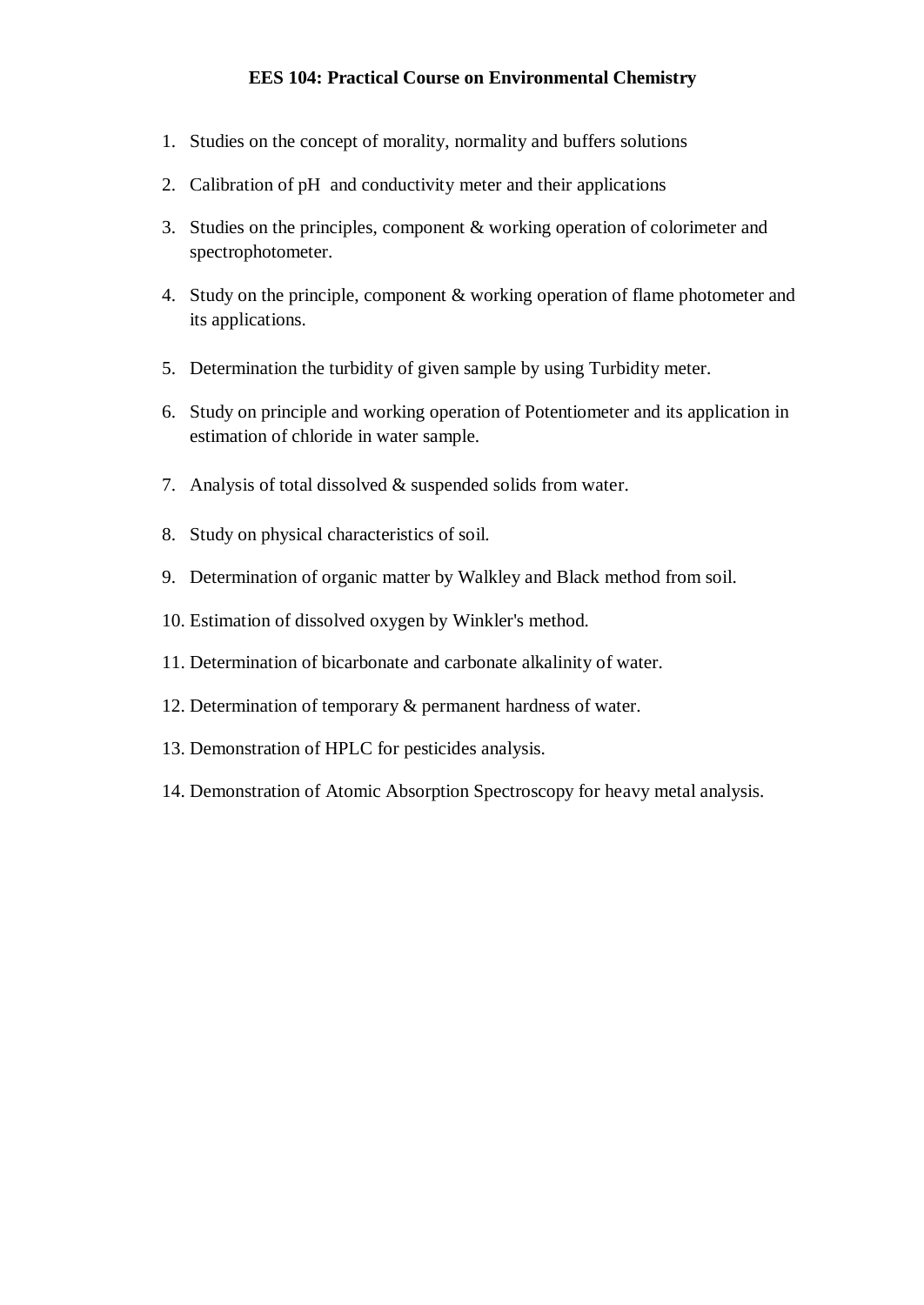## EES 104: Practical Course on Environmental Chemistry

1. Studies on the concept of morality, normality and buffers solutions
2. Calibration of pH  and conductivity meter and their applications
3. Studies on the principles, component & working operation of colorimeter and spectrophotometer.
4. Study on the principle, component & working operation of flame photometer and its applications.
5. Determination the turbidity of given sample by using Turbidity meter.
6. Study on principle and working operation of Potentiometer and its application in estimation of chloride in water sample.
7. Analysis of total dissolved & suspended solids from water.
8. Study on physical characteristics of soil.
9. Determination of organic matter by Walkley and Black method from soil.
10. Estimation of dissolved oxygen by Winkler's method.
11. Determination of bicarbonate and carbonate alkalinity of water.
12. Determination of temporary & permanent hardness of water.
13. Demonstration of HPLC for pesticides analysis.
14. Demonstration of Atomic Absorption Spectroscopy for heavy metal analysis.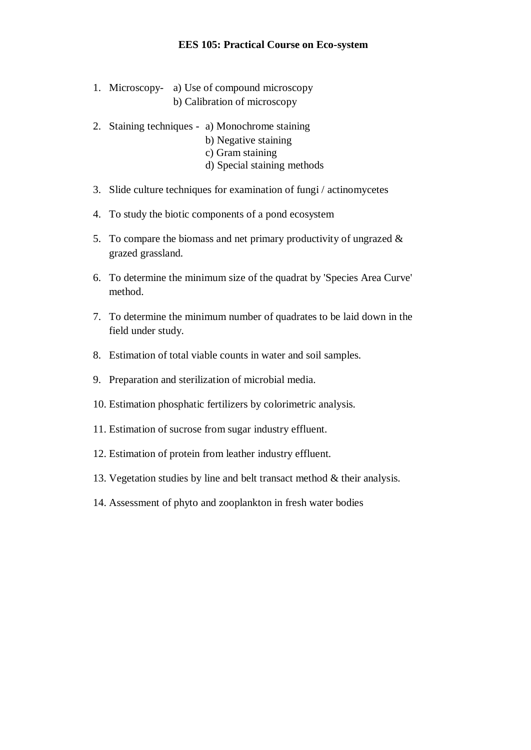# EES 105: Practical Course on Eco-system

1. Microscopy- a) Use of compound microscopy
   b) Calibration of microscopy

2. Staining techniques - a) Monochrome staining
   b) Negative staining
   c) Gram staining
   d) Special staining methods

3. Slide culture techniques for examination of fungi / actinomycetes

4. To study the biotic components of a pond ecosystem

5. To compare the biomass and net primary productivity of ungrazed & grazed grassland.

6. To determine the minimum size of the quadrat by 'Species Area Curve' method.

7. To determine the minimum number of quadrates to be laid down in the field under study.

8. Estimation of total viable counts in water and soil samples.

9. Preparation and sterilization of microbial media.

10. Estimation phosphatic fertilizers by colorimetric analysis.

11. Estimation of sucrose from sugar industry effluent.

12. Estimation of protein from leather industry effluent.

13. Vegetation studies by line and belt transact method & their analysis.

14. Assessment of phyto and zooplankton in fresh water bodies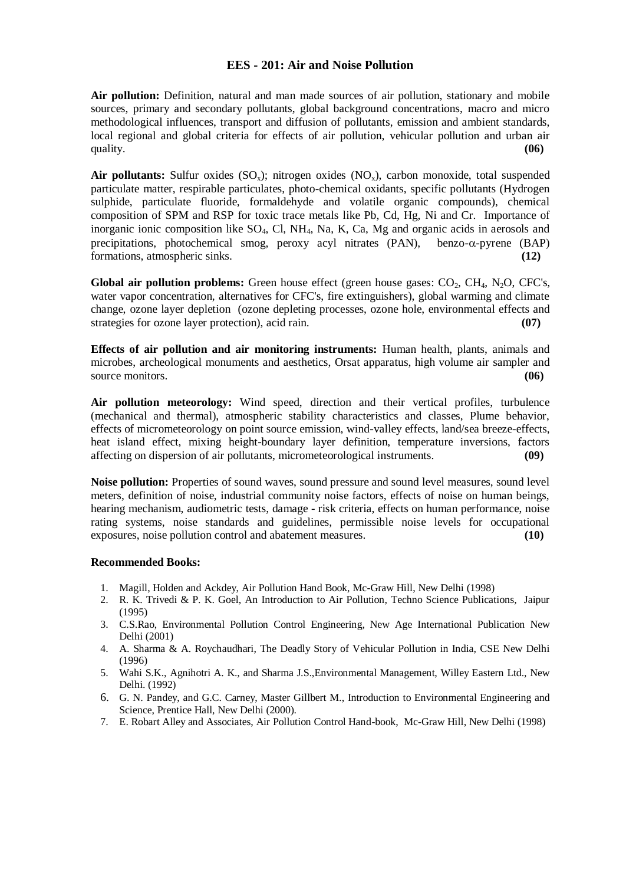# EES - 201: Air and Noise Pollution

**Air pollution:** Definition, natural and man made sources of air pollution, stationary and mobile sources, primary and secondary pollutants, global background concentrations, macro and micro methodological influences, transport and diffusion of pollutants, emission and ambient standards, local regional and global criteria for effects of air pollution, vehicular pollution and urban air quality. **(06)**

**Air pollutants:** Sulfur oxides ($SO_x$); nitrogen oxides ($NO_x$), carbon monoxide, total suspended particulate matter, respirable particulates, photo-chemical oxidants, specific pollutants (Hydrogen sulphide, particulate fluoride, formaldehyde and volatile organic compounds), chemical composition of SPM and RSP for toxic trace metals like Pb, Cd, Hg, Ni and Cr. Importance of inorganic ionic composition like $SO_4$, Cl, $NH_4$, Na, K, Ca, Mg and organic acids in aerosols and precipitations, photochemical smog, peroxy acyl nitrates (PAN), benzo-$\alpha$-pyrene (BAP) formations, atmospheric sinks. **(12)**

**Global air pollution problems:** Green house effect (green house gases: $CO_2$, $CH_4$, $N_2O$, CFC's, water vapor concentration, alternatives for CFC's, fire extinguishers), global warming and climate change, ozone layer depletion (ozone depleting processes, ozone hole, environmental effects and strategies for ozone layer protection), acid rain. **(07)**

**Effects of air pollution and air monitoring instruments:** Human health, plants, animals and microbes, archeological monuments and aesthetics, Orsat apparatus, high volume air sampler and source monitors. **(06)**

**Air pollution meteorology:** Wind speed, direction and their vertical profiles, turbulence (mechanical and thermal), atmospheric stability characteristics and classes, Plume behavior, effects of micrometeorology on point source emission, wind-valley effects, land/sea breeze-effects, heat island effect, mixing height-boundary layer definition, temperature inversions, factors affecting on dispersion of air pollutants, micrometeorological instruments. **(09)**

**Noise pollution:** Properties of sound waves, sound pressure and sound level measures, sound level meters, definition of noise, industrial community noise factors, effects of noise on human beings, hearing mechanism, audiometric tests, damage - risk criteria, effects on human performance, noise rating systems, noise standards and guidelines, permissible noise levels for occupational exposures, noise pollution control and abatement measures. **(10)**

**Recommended Books:**

1. Magill, Holden and Ackdey, Air Pollution Hand Book, Mc-Graw Hill, New Delhi (1998)
2. R. K. Trivedi & P. K. Goel, An Introduction to Air Pollution, Techno Science Publications, Jaipur (1995)
3. C.S.Rao, Environmental Pollution Control Engineering, New Age International Publication New Delhi (2001)
4. A. Sharma & A. Roychaudhari, The Deadly Story of Vehicular Pollution in India, CSE New Delhi (1996)
5. Wahi S.K., Agnihotri A. K., and Sharma J.S.,Environmental Management, Willey Eastern Ltd., New Delhi. (1992)
6. G. N. Pandey, and G.C. Carney, Master Gillbert M., Introduction to Environmental Engineering and Science, Prentice Hall, New Delhi (2000).
7. E. Robart Alley and Associates, Air Pollution Control Hand-book, Mc-Graw Hill, New Delhi (1998)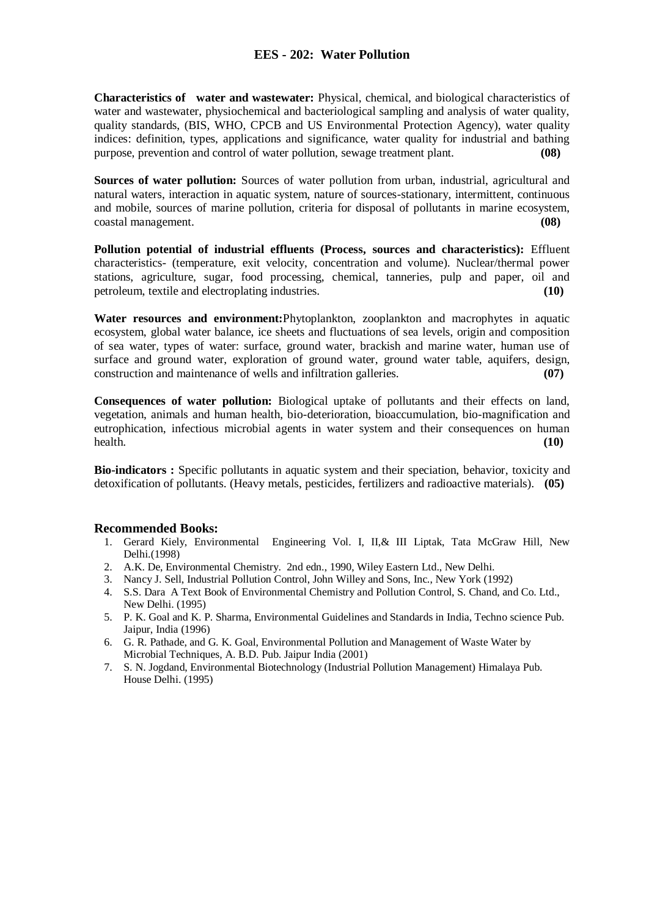## EES - 202: Water Pollution

**Characteristics of water and wastewater:** Physical, chemical, and biological characteristics of water and wastewater, physiochemical and bacteriological sampling and analysis of water quality, quality standards, (BIS, WHO, CPCB and US Environmental Protection Agency), water quality indices: definition, types, applications and significance, water quality for industrial and bathing purpose, prevention and control of water pollution, sewage treatment plant. **(08)**

**Sources of water pollution:** Sources of water pollution from urban, industrial, agricultural and natural waters, interaction in aquatic system, nature of sources-stationary, intermittent, continuous and mobile, sources of marine pollution, criteria for disposal of pollutants in marine ecosystem, coastal management. **(08)**

**Pollution potential of industrial effluents (Process, sources and characteristics):** Effluent characteristics- (temperature, exit velocity, concentration and volume). Nuclear/thermal power stations, agriculture, sugar, food processing, chemical, tanneries, pulp and paper, oil and petroleum, textile and electroplating industries. **(10)**

**Water resources and environment:** Phytoplankton, zooplankton and macrophytes in aquatic ecosystem, global water balance, ice sheets and fluctuations of sea levels, origin and composition of sea water, types of water: surface, ground water, brackish and marine water, human use of surface and ground water, exploration of ground water, ground water table, aquifers, design, construction and maintenance of wells and infiltration galleries. **(07)**

**Consequences of water pollution:** Biological uptake of pollutants and their effects on land, vegetation, animals and human health, bio-deterioration, bioaccumulation, bio-magnification and eutrophication, infectious microbial agents in water system and their consequences on human health. **(10)**

**Bio-indicators :** Specific pollutants in aquatic system and their speciation, behavior, toxicity and detoxification of pollutants. (Heavy metals, pesticides, fertilizers and radioactive materials). **(05)**

### Recommended Books:

1. Gerard Kiely, Environmental Engineering Vol. I, II,& III Liptak, Tata McGraw Hill, New Delhi.(1998)
2. A.K. De, Environmental Chemistry. 2nd edn., 1990, Wiley Eastern Ltd., New Delhi.
3. Nancy J. Sell, Industrial Pollution Control, John Willey and Sons, Inc., New York (1992)
4. S.S. Dara A Text Book of Environmental Chemistry and Pollution Control, S. Chand, and Co. Ltd., New Delhi. (1995)
5. P. K. Goal and K. P. Sharma, Environmental Guidelines and Standards in India, Techno science Pub. Jaipur, India (1996)
6. G. R. Pathade, and G. K. Goal, Environmental Pollution and Management of Waste Water by Microbial Techniques, A. B.D. Pub. Jaipur India (2001)
7. S. N. Jogdand, Environmental Biotechnology (Industrial Pollution Management) Himalaya Pub. House Delhi. (1995)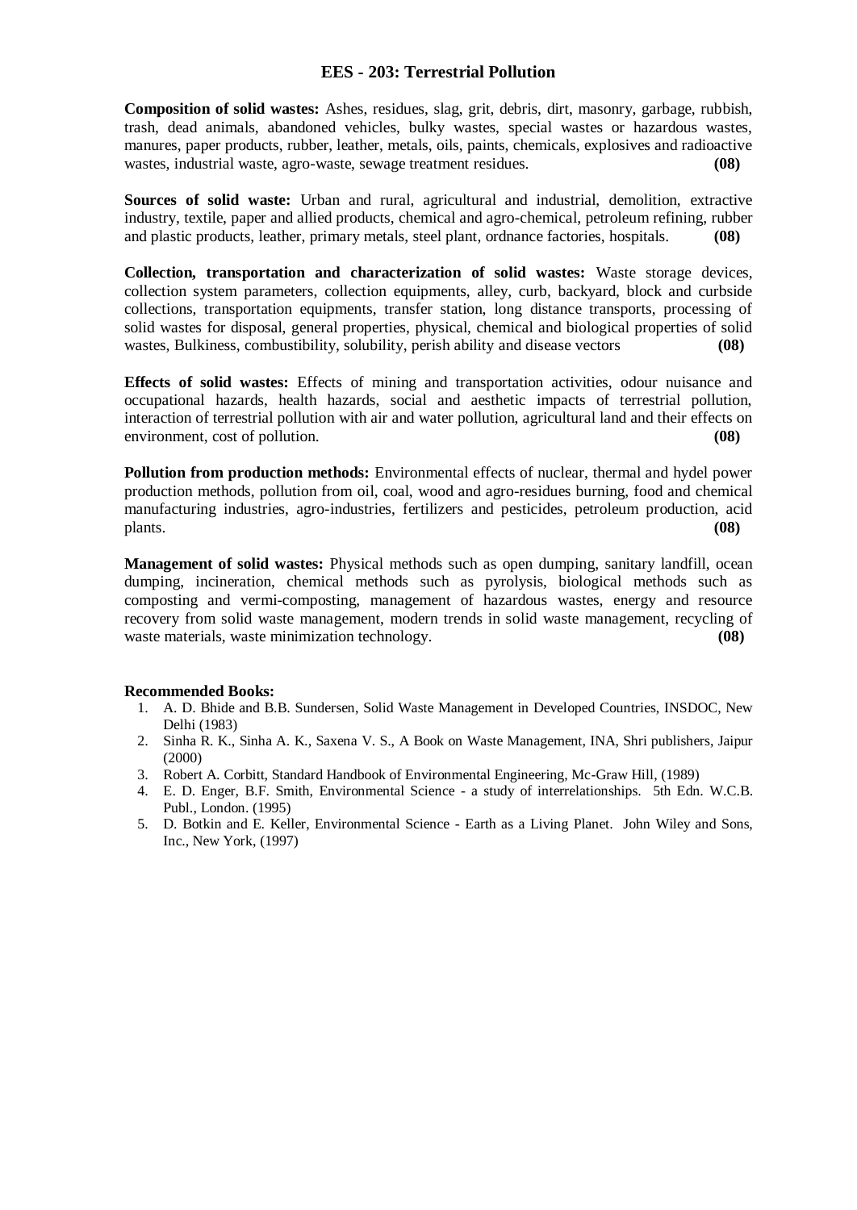## EES - 203: Terrestrial Pollution

**Composition of solid wastes:** Ashes, residues, slag, grit, debris, dirt, masonry, garbage, rubbish, trash, dead animals, abandoned vehicles, bulky wastes, special wastes or hazardous wastes, manures, paper products, rubber, leather, metals, oils, paints, chemicals, explosives and radioactive wastes, industrial waste, agro-waste, sewage treatment residues. **(08)**

**Sources of solid waste:** Urban and rural, agricultural and industrial, demolition, extractive industry, textile, paper and allied products, chemical and agro-chemical, petroleum refining, rubber and plastic products, leather, primary metals, steel plant, ordnance factories, hospitals. **(08)**

**Collection, transportation and characterization of solid wastes:** Waste storage devices, collection system parameters, collection equipments, alley, curb, backyard, block and curbside collections, transportation equipments, transfer station, long distance transports, processing of solid wastes for disposal, general properties, physical, chemical and biological properties of solid wastes, Bulkiness, combustibility, solubility, perish ability and disease vectors **(08)**

**Effects of solid wastes:** Effects of mining and transportation activities, odour nuisance and occupational hazards, health hazards, social and aesthetic impacts of terrestrial pollution, interaction of terrestrial pollution with air and water pollution, agricultural land and their effects on environment, cost of pollution. **(08)**

**Pollution from production methods:** Environmental effects of nuclear, thermal and hydel power production methods, pollution from oil, coal, wood and agro-residues burning, food and chemical manufacturing industries, agro-industries, fertilizers and pesticides, petroleum production, acid plants. **(08)**

**Management of solid wastes:** Physical methods such as open dumping, sanitary landfill, ocean dumping, incineration, chemical methods such as pyrolysis, biological methods such as composting and vermi-composting, management of hazardous wastes, energy and resource recovery from solid waste management, modern trends in solid waste management, recycling of waste materials, waste minimization technology. **(08)**

**Recommended Books:**

1. A. D. Bhide and B.B. Sundersen, Solid Waste Management in Developed Countries, INSDOC, New Delhi (1983)
2. Sinha R. K., Sinha A. K., Saxena V. S., A Book on Waste Management, INA, Shri publishers, Jaipur (2000)
3. Robert A. Corbitt, Standard Handbook of Environmental Engineering, Mc-Graw Hill, (1989)
4. E. D. Enger, B.F. Smith, Environmental Science - a study of interrelationships. 5th Edn. W.C.B. Publ., London. (1995)
5. D. Botkin and E. Keller, Environmental Science - Earth as a Living Planet. John Wiley and Sons, Inc., New York, (1997)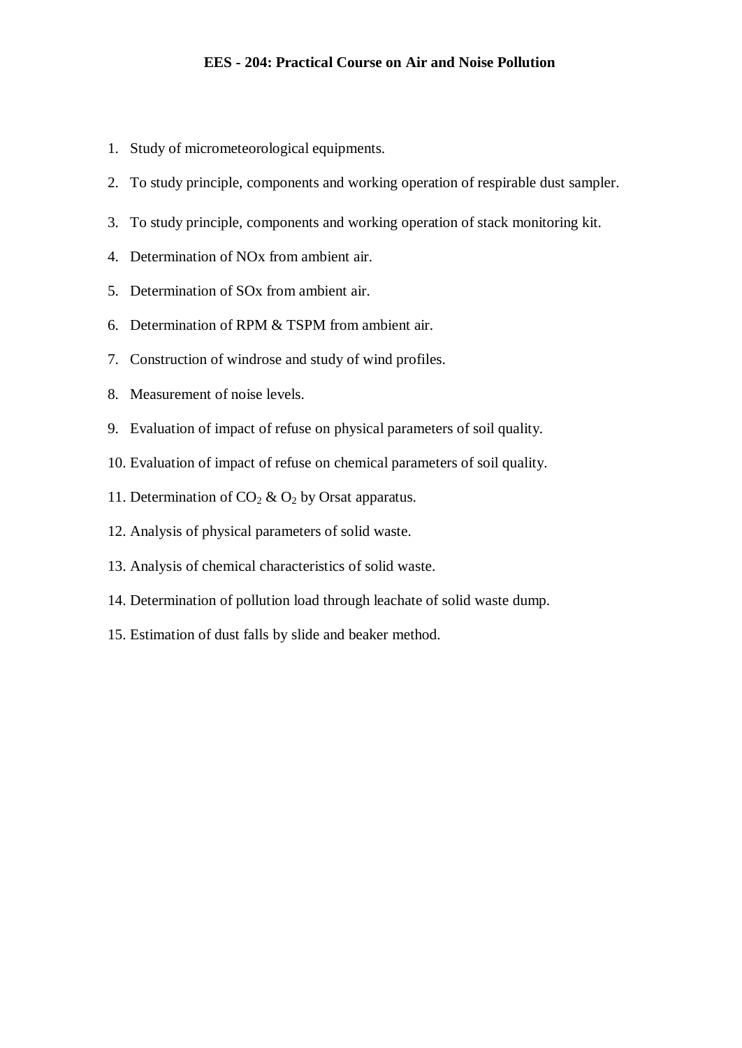**EES - 204: Practical Course on Air and Noise Pollution**

1. Study of micrometeorological equipments.
2. To study principle, components and working operation of respirable dust sampler.
3. To study principle, components and working operation of stack monitoring kit.
4. Determination of NOx from ambient air.
5. Determination of SOx from ambient air.
6. Determination of RPM & TSPM from ambient air.
7. Construction of windrose and study of wind profiles.
8. Measurement of noise levels.
9. Evaluation of impact of refuse on physical parameters of soil quality.
10. Evaluation of impact of refuse on chemical parameters of soil quality.
11. Determination of $CO_2$ & $O_2$ by Orsat apparatus.
12. Analysis of physical parameters of solid waste.
13. Analysis of chemical characteristics of solid waste.
14. Determination of pollution load through leachate of solid waste dump.
15. Estimation of dust falls by slide and beaker method.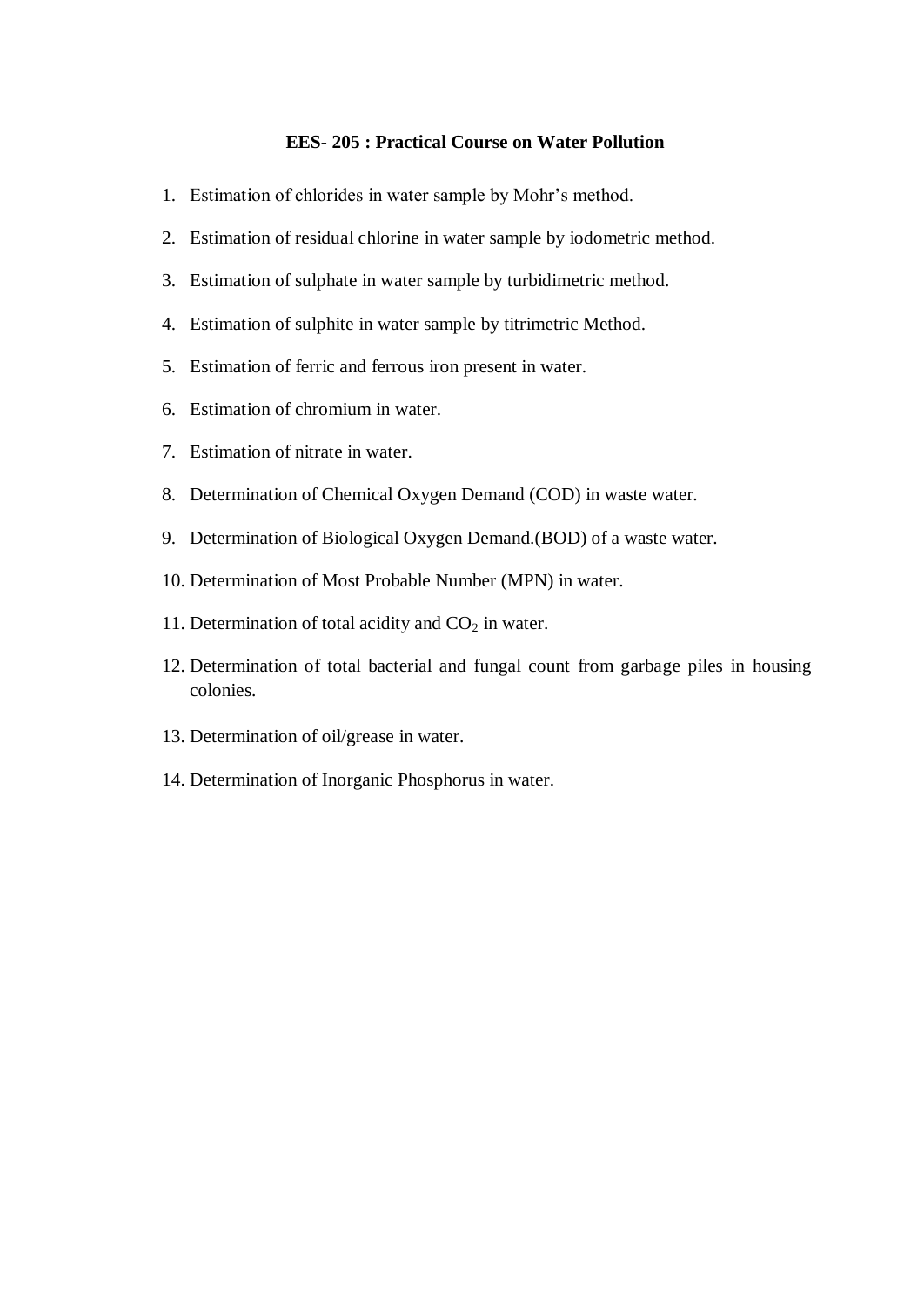**EES- 205 : Practical Course on Water Pollution**

1. Estimation of chlorides in water sample by Mohr's method.
2. Estimation of residual chlorine in water sample by iodometric method.
3. Estimation of sulphate in water sample by turbidimetric method.
4. Estimation of sulphite in water sample by titrimetric Method.
5. Estimation of ferric and ferrous iron present in water.
6. Estimation of chromium in water.
7. Estimation of nitrate in water.
8. Determination of Chemical Oxygen Demand (COD) in waste water.
9. Determination of Biological Oxygen Demand.(BOD) of a waste water.
10. Determination of Most Probable Number (MPN) in water.
11. Determination of total acidity and $CO_2$ in water.
12. Determination of total bacterial and fungal count from garbage piles in housing colonies.
13. Determination of oil/grease in water.
14. Determination of Inorganic Phosphorus in water.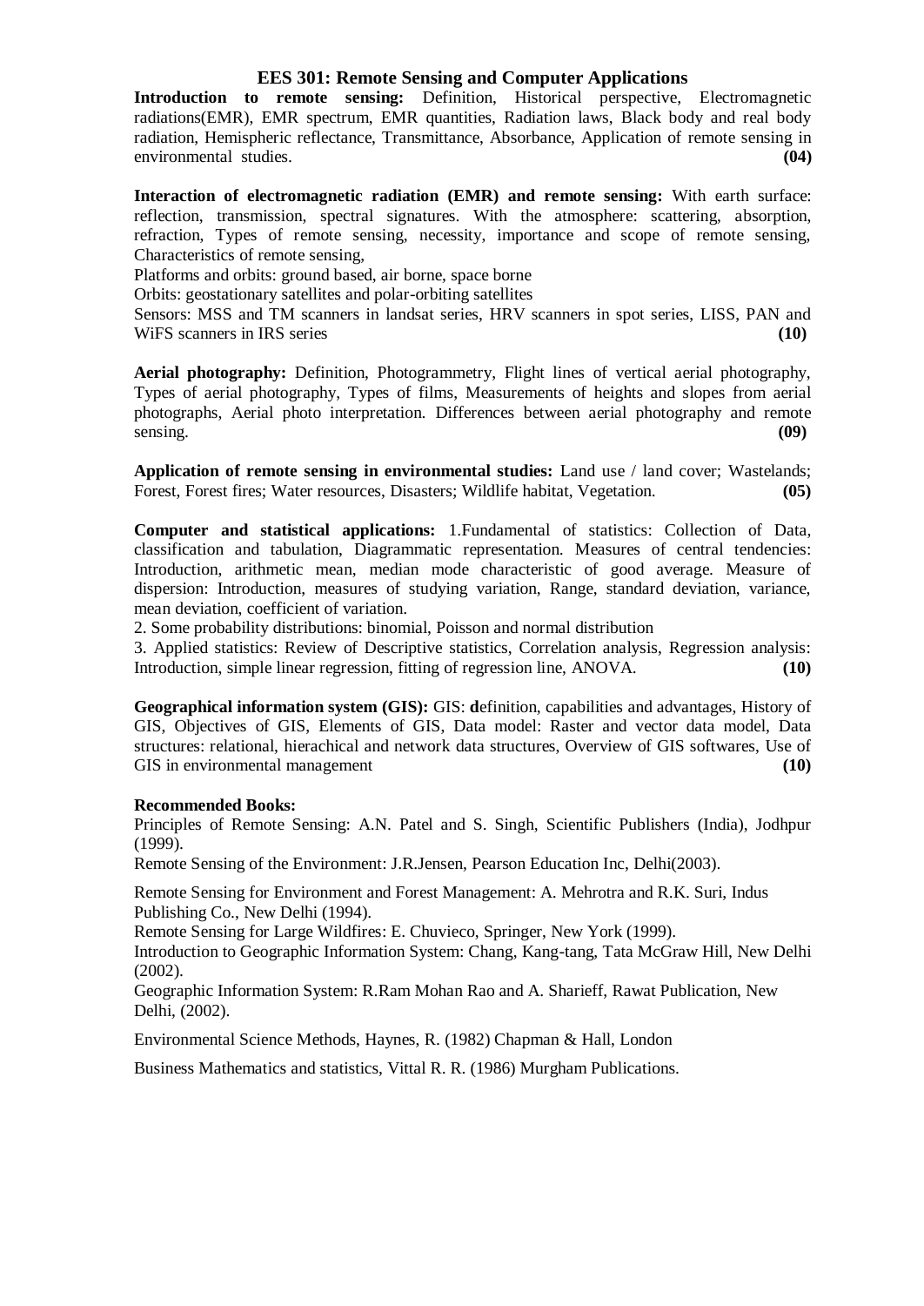## EES 301: Remote Sensing and Computer Applications

**Introduction to remote sensing:** Definition, Historical perspective, Electromagnetic radiations(EMR), EMR spectrum, EMR quantities, Radiation laws, Black body and real body radiation, Hemispheric reflectance, Transmittance, Absorbance, Application of remote sensing in environmental studies. **(04)**

**Interaction of electromagnetic radiation (EMR) and remote sensing:** With earth surface: reflection, transmission, spectral signatures. With the atmosphere: scattering, absorption, refraction, Types of remote sensing, necessity, importance and scope of remote sensing, Characteristics of remote sensing,

Platforms and orbits: ground based, air borne, space borne

Orbits: geostationary satellites and polar-orbiting satellites

Sensors: MSS and TM scanners in landsat series, HRV scanners in spot series, LISS, PAN and WiFS scanners in IRS series **(10)**

**Aerial photography:** Definition, Photogrammetry, Flight lines of vertical aerial photography, Types of aerial photography, Types of films, Measurements of heights and slopes from aerial photographs, Aerial photo interpretation. Differences between aerial photography and remote sensing. **(09)**

**Application of remote sensing in environmental studies:** Land use / land cover; Wastelands; Forest, Forest fires; Water resources, Disasters; Wildlife habitat, Vegetation. **(05)**

**Computer and statistical applications:** 1.Fundamental of statistics: Collection of Data, classification and tabulation, Diagrammatic representation. Measures of central tendencies: Introduction, arithmetic mean, median mode characteristic of good average. Measure of dispersion: Introduction, measures of studying variation, Range, standard deviation, variance, mean deviation, coefficient of variation.

2. Some probability distributions: binomial, Poisson and normal distribution

3. Applied statistics: Review of Descriptive statistics, Correlation analysis, Regression analysis: Introduction, simple linear regression, fitting of regression line, ANOVA. **(10)**

**Geographical information system (GIS):** GIS: **d**efinition, capabilities and advantages, History of GIS, Objectives of GIS, Elements of GIS, Data model: Raster and vector data model, Data structures: relational, hierachical and network data structures, Overview of GIS softwares, Use of GIS in environmental management **(10)**

**Recommended Books:**

Principles of Remote Sensing: A.N. Patel and S. Singh, Scientific Publishers (India), Jodhpur (1999).

Remote Sensing of the Environment: J.R.Jensen, Pearson Education Inc, Delhi(2003).

Remote Sensing for Environment and Forest Management: A. Mehrotra and R.K. Suri, Indus Publishing Co., New Delhi (1994).

Remote Sensing for Large Wildfires: E. Chuvieco, Springer, New York (1999).

Introduction to Geographic Information System: Chang, Kang-tang, Tata McGraw Hill, New Delhi (2002).

Geographic Information System: R.Ram Mohan Rao and A. Sharieff, Rawat Publication, New Delhi, (2002).

Environmental Science Methods, Haynes, R. (1982) Chapman & Hall, London

Business Mathematics and statistics, Vittal R. R. (1986) Murgham Publications.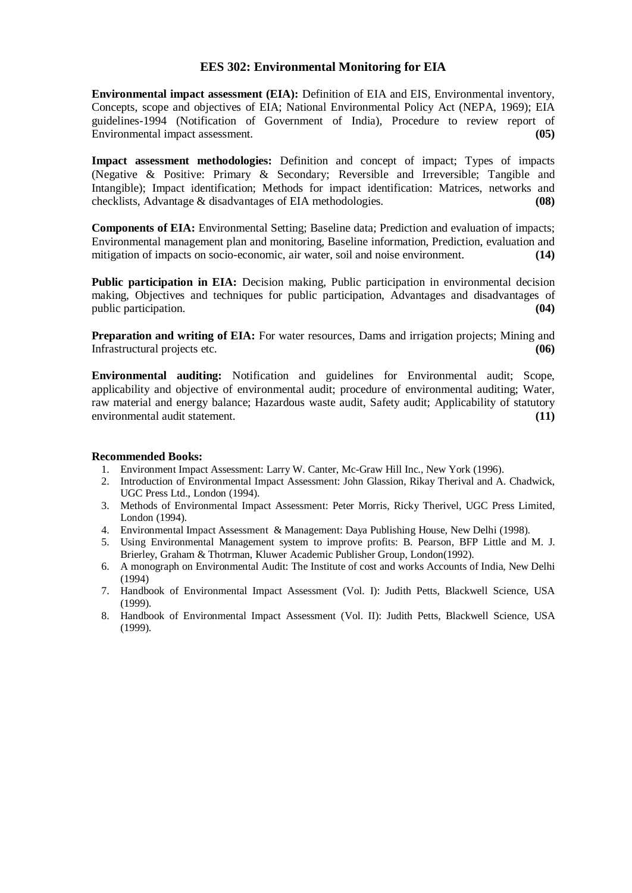## EES 302: Environmental Monitoring for EIA

**Environmental impact assessment (EIA):** Definition of EIA and EIS, Environmental inventory, Concepts, scope and objectives of EIA; National Environmental Policy Act (NEPA, 1969); EIA guidelines-1994 (Notification of Government of India), Procedure to review report of Environmental impact assessment. **(05)**

**Impact assessment methodologies:** Definition and concept of impact; Types of impacts (Negative & Positive: Primary & Secondary; Reversible and Irreversible; Tangible and Intangible); Impact identification; Methods for impact identification: Matrices, networks and checklists, Advantage & disadvantages of EIA methodologies. **(08)**

**Components of EIA:** Environmental Setting; Baseline data; Prediction and evaluation of impacts; Environmental management plan and monitoring, Baseline information, Prediction, evaluation and mitigation of impacts on socio-economic, air water, soil and noise environment. **(14)**

**Public participation in EIA:** Decision making, Public participation in environmental decision making, Objectives and techniques for public participation, Advantages and disadvantages of public participation. **(04)**

**Preparation and writing of EIA:** For water resources, Dams and irrigation projects; Mining and Infrastructural projects etc. **(06)**

**Environmental auditing:** Notification and guidelines for Environmental audit; Scope, applicability and objective of environmental audit; procedure of environmental auditing; Water, raw material and energy balance; Hazardous waste audit, Safety audit; Applicability of statutory environmental audit statement. **(11)**

**Recommended Books:**

1. Environment Impact Assessment: Larry W. Canter, Mc-Graw Hill Inc., New York (1996).
2. Introduction of Environmental Impact Assessment: John Glassion, Rikay Therival and A. Chadwick, UGC Press Ltd., London (1994).
3. Methods of Environmental Impact Assessment: Peter Morris, Ricky Therivel, UGC Press Limited, London (1994).
4. Environmental Impact Assessment & Management: Daya Publishing House, New Delhi (1998).
5. Using Environmental Management system to improve profits: B. Pearson, BFP Little and M. J. Brierley, Graham & Thotrman, Kluwer Academic Publisher Group, London(1992).
6. A monograph on Environmental Audit: The Institute of cost and works Accounts of India, New Delhi (1994)
7. Handbook of Environmental Impact Assessment (Vol. I): Judith Petts, Blackwell Science, USA (1999).
8. Handbook of Environmental Impact Assessment (Vol. II): Judith Petts, Blackwell Science, USA (1999).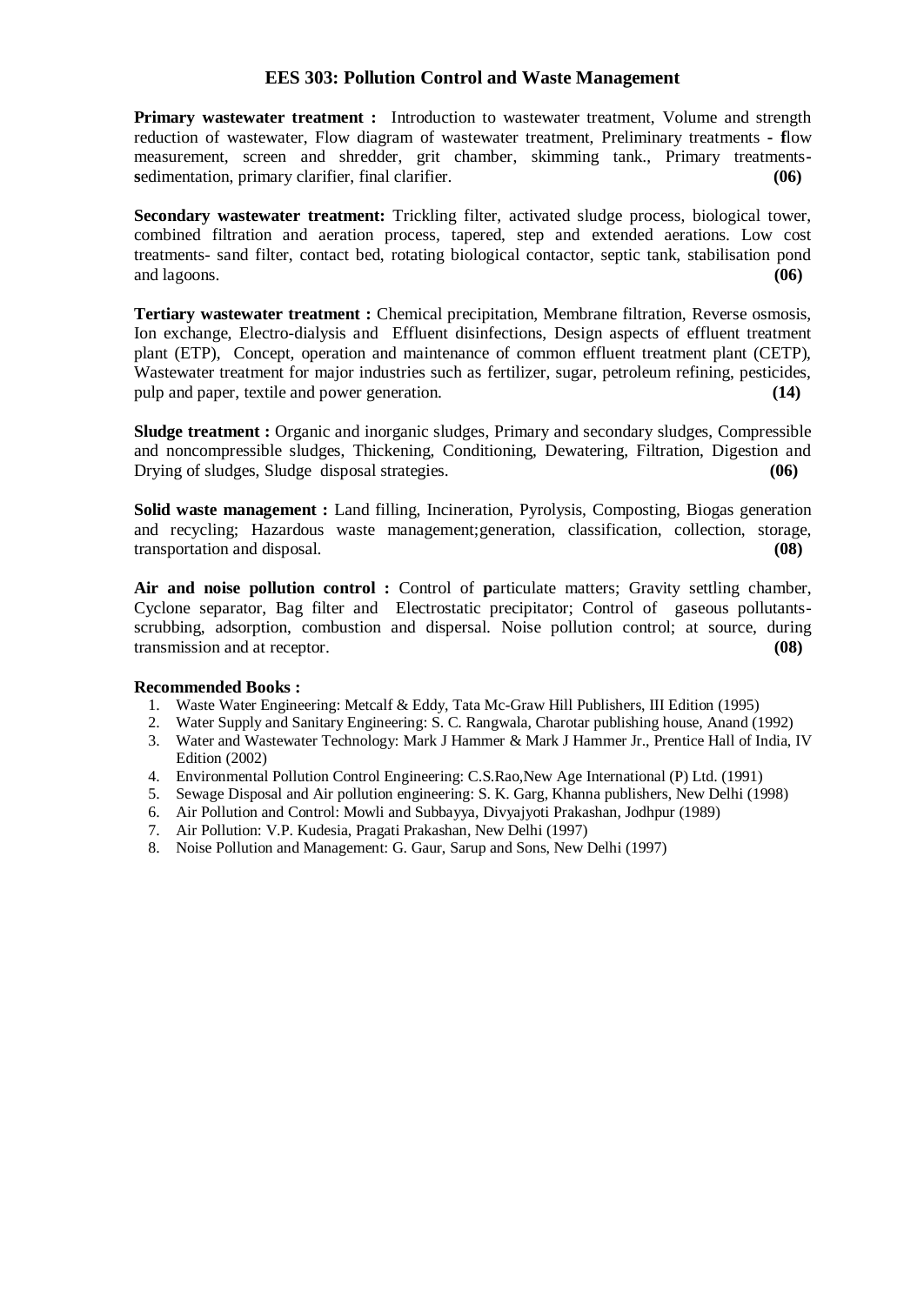## EES 303: Pollution Control and Waste Management

**Primary wastewater treatment :** Introduction to wastewater treatment, Volume and strength reduction of wastewater, Flow diagram of wastewater treatment, Preliminary treatments - **f**low measurement, screen and shredder, grit chamber, skimming tank., Primary treatments- **s**edimentation, primary clarifier, final clarifier. **(06)**

**Secondary wastewater treatment:** Trickling filter, activated sludge process, biological tower, combined filtration and aeration process, tapered, step and extended aerations. Low cost treatments- sand filter, contact bed, rotating biological contactor, septic tank, stabilisation pond and lagoons. **(06)**

**Tertiary wastewater treatment :** Chemical precipitation, Membrane filtration, Reverse osmosis, Ion exchange, Electro-dialysis and Effluent disinfections, Design aspects of effluent treatment plant (ETP), Concept, operation and maintenance of common effluent treatment plant (CETP), Wastewater treatment for major industries such as fertilizer, sugar, petroleum refining, pesticides, pulp and paper, textile and power generation. **(14)**

**Sludge treatment :** Organic and inorganic sludges, Primary and secondary sludges, Compressible and noncompressible sludges, Thickening, Conditioning, Dewatering, Filtration, Digestion and Drying of sludges, Sludge disposal strategies. **(06)**

**Solid waste management :** Land filling, Incineration, Pyrolysis, Composting, Biogas generation and recycling; Hazardous waste management;generation, classification, collection, storage, transportation and disposal. **(08)**

**Air and noise pollution control :** Control of **p**articulate matters; Gravity settling chamber, Cyclone separator, Bag filter and Electrostatic precipitator; Control of gaseous pollutants- scrubbing, adsorption, combustion and dispersal. Noise pollution control; at source, during transmission and at receptor. **(08)**

**Recommended Books :**

1. Waste Water Engineering: Metcalf & Eddy, Tata Mc-Graw Hill Publishers, III Edition (1995)
2. Water Supply and Sanitary Engineering: S. C. Rangwala, Charotar publishing house, Anand (1992)
3. Water and Wastewater Technology: Mark J Hammer & Mark J Hammer Jr., Prentice Hall of India, IV Edition (2002)
4. Environmental Pollution Control Engineering: C.S.Rao,New Age International (P) Ltd. (1991)
5. Sewage Disposal and Air pollution engineering: S. K. Garg, Khanna publishers, New Delhi (1998)
6. Air Pollution and Control: Mowli and Subbayya, Divyajyoti Prakashan, Jodhpur (1989)
7. Air Pollution: V.P. Kudesia, Pragati Prakashan, New Delhi (1997)
8. Noise Pollution and Management: G. Gaur, Sarup and Sons, New Delhi (1997)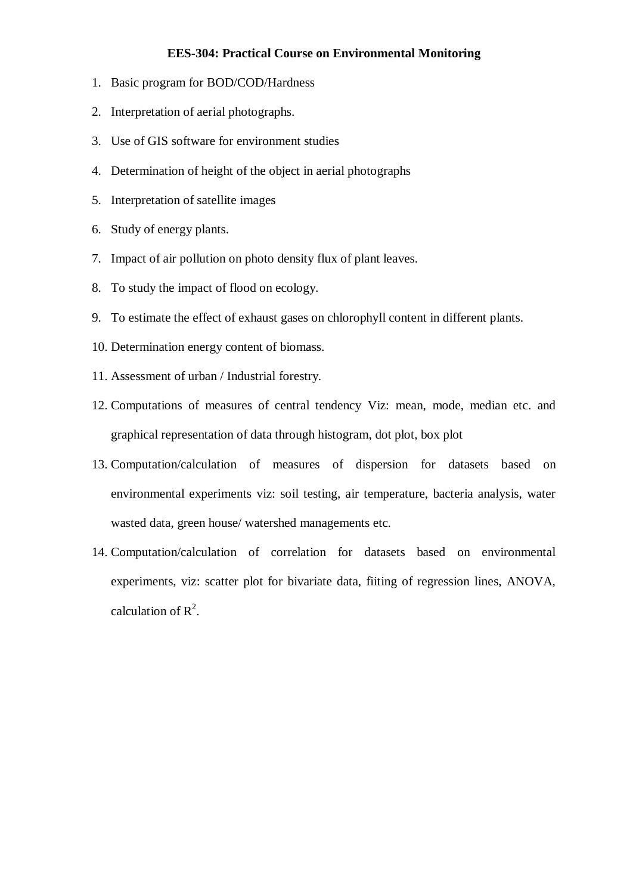**EES-304: Practical Course on Environmental Monitoring**

1. Basic program for BOD/COD/Hardness
2. Interpretation of aerial photographs.
3. Use of GIS software for environment studies
4. Determination of height of the object in aerial photographs
5. Interpretation of satellite images
6. Study of energy plants.
7. Impact of air pollution on photo density flux of plant leaves.
8. To study the impact of flood on ecology.
9. To estimate the effect of exhaust gases on chlorophyll content in different plants.
10. Determination energy content of biomass.
11. Assessment of urban / Industrial forestry.
12. Computations of measures of central tendency Viz: mean, mode, median etc. and graphical representation of data through histogram, dot plot, box plot
13. Computation/calculation of measures of dispersion for datasets based on environmental experiments viz: soil testing, air temperature, bacteria analysis, water wasted data, green house/ watershed managements etc.
14. Computation/calculation of correlation for datasets based on environmental experiments, viz: scatter plot for bivariate data, fiiting of regression lines, ANOVA, calculation of $R^2$.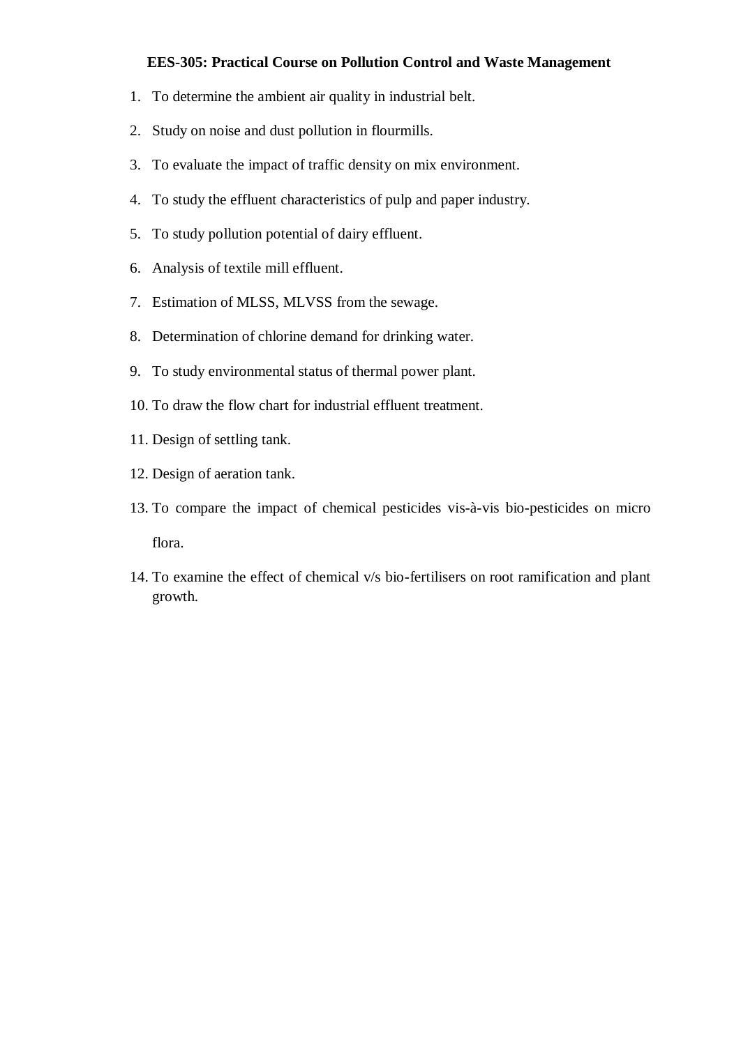**EES-305: Practical Course on Pollution Control and Waste Management**

1. To determine the ambient air quality in industrial belt.
2. Study on noise and dust pollution in flourmills.
3. To evaluate the impact of traffic density on mix environment.
4. To study the effluent characteristics of pulp and paper industry.
5. To study pollution potential of dairy effluent.
6. Analysis of textile mill effluent.
7. Estimation of MLSS, MLVSS from the sewage.
8. Determination of chlorine demand for drinking water.
9. To study environmental status of thermal power plant.
10. To draw the flow chart for industrial effluent treatment.
11. Design of settling tank.
12. Design of aeration tank.
13. To compare the impact of chemical pesticides vis-à-vis bio-pesticides on micro flora.
14. To examine the effect of chemical v/s bio-fertilisers on root ramification and plant growth.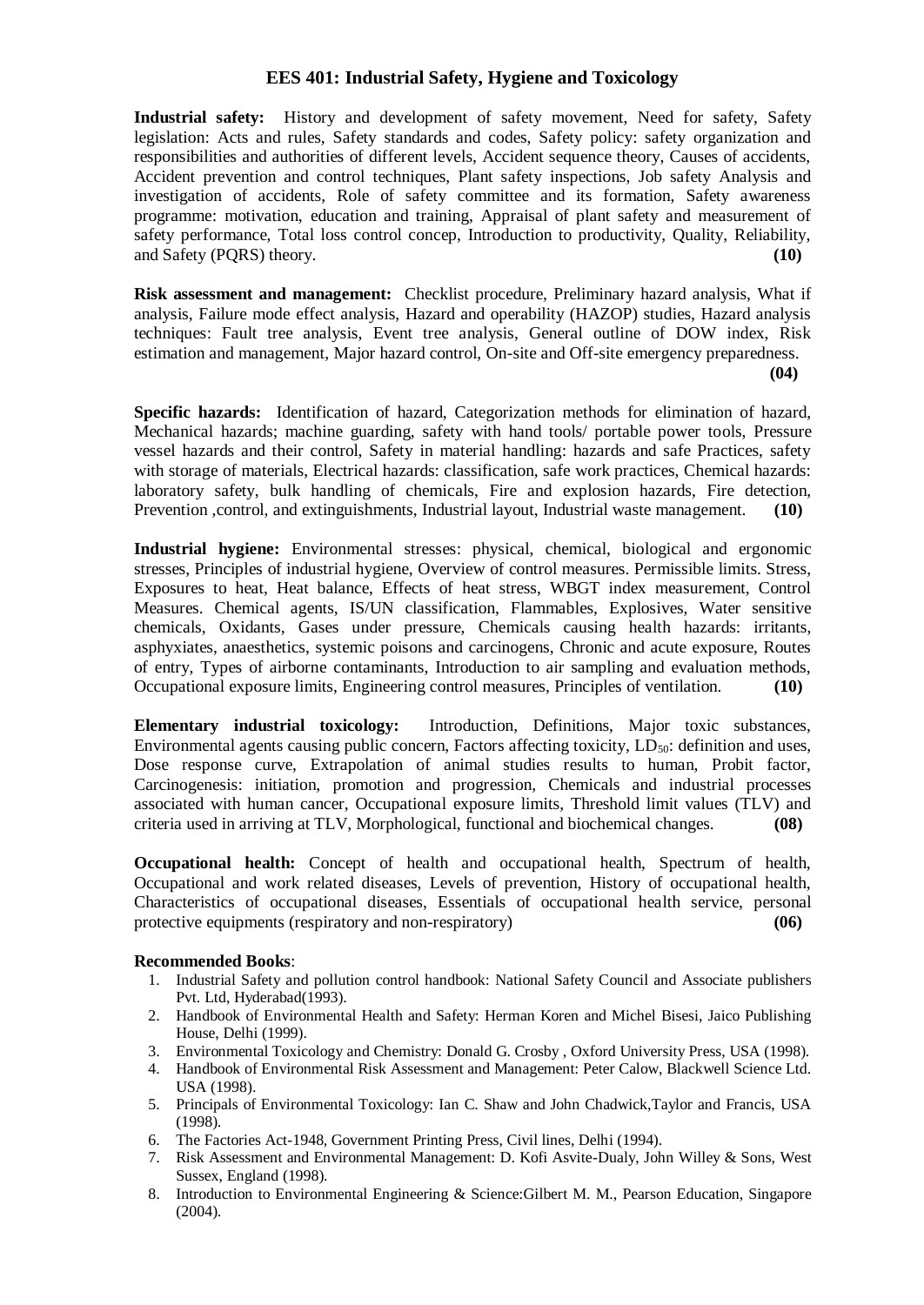## EES 401: Industrial Safety, Hygiene and Toxicology

**Industrial safety:** History and development of safety movement, Need for safety, Safety legislation: Acts and rules, Safety standards and codes, Safety policy: safety organization and responsibilities and authorities of different levels, Accident sequence theory, Causes of accidents, Accident prevention and control techniques, Plant safety inspections, Job safety Analysis and investigation of accidents, Role of safety committee and its formation, Safety awareness programme: motivation, education and training, Appraisal of plant safety and measurement of safety performance, Total loss control concep, Introduction to productivity, Quality, Reliability, and Safety (PQRS) theory. **(10)**

**Risk assessment and management:** Checklist procedure, Preliminary hazard analysis, What if analysis, Failure mode effect analysis, Hazard and operability (HAZOP) studies, Hazard analysis techniques: Fault tree analysis, Event tree analysis, General outline of DOW index, Risk estimation and management, Major hazard control, On-site and Off-site emergency preparedness. **(04)**

**Specific hazards:** Identification of hazard, Categorization methods for elimination of hazard, Mechanical hazards; machine guarding, safety with hand tools/ portable power tools, Pressure vessel hazards and their control, Safety in material handling: hazards and safe Practices, safety with storage of materials, Electrical hazards: classification, safe work practices, Chemical hazards: laboratory safety, bulk handling of chemicals, Fire and explosion hazards, Fire detection, Prevention ,control, and extinguishments, Industrial layout, Industrial waste management. **(10)**

**Industrial hygiene:** Environmental stresses: physical, chemical, biological and ergonomic stresses, Principles of industrial hygiene, Overview of control measures. Permissible limits. Stress, Exposures to heat, Heat balance, Effects of heat stress, WBGT index measurement, Control Measures. Chemical agents, IS/UN classification, Flammables, Explosives, Water sensitive chemicals, Oxidants, Gases under pressure, Chemicals causing health hazards: irritants, asphyxiates, anaesthetics, systemic poisons and carcinogens, Chronic and acute exposure, Routes of entry, Types of airborne contaminants, Introduction to air sampling and evaluation methods, Occupational exposure limits, Engineering control measures, Principles of ventilation. **(10)**

**Elementary industrial toxicology:** Introduction, Definitions, Major toxic substances, Environmental agents causing public concern, Factors affecting toxicity, $LD_{50}$: definition and uses, Dose response curve, Extrapolation of animal studies results to human, Probit factor, Carcinogenesis: initiation, promotion and progression, Chemicals and industrial processes associated with human cancer, Occupational exposure limits, Threshold limit values (TLV) and criteria used in arriving at TLV, Morphological, functional and biochemical changes. **(08)**

**Occupational health:** Concept of health and occupational health, Spectrum of health, Occupational and work related diseases, Levels of prevention, History of occupational health, Characteristics of occupational diseases, Essentials of occupational health service, personal protective equipments (respiratory and non-respiratory) **(06)**

**Recommended Books**:

1. Industrial Safety and pollution control handbook: National Safety Council and Associate publishers Pvt. Ltd, Hyderabad(1993).
2. Handbook of Environmental Health and Safety: Herman Koren and Michel Bisesi, Jaico Publishing House, Delhi (1999).
3. Environmental Toxicology and Chemistry: Donald G. Crosby , Oxford University Press, USA (1998).
4. Handbook of Environmental Risk Assessment and Management: Peter Calow, Blackwell Science Ltd. USA (1998).
5. Principals of Environmental Toxicology: Ian C. Shaw and John Chadwick,Taylor and Francis, USA (1998).
6. The Factories Act-1948, Government Printing Press, Civil lines, Delhi (1994).
7. Risk Assessment and Environmental Management: D. Kofi Asvite-Dualy, John Willey & Sons, West Sussex, England (1998).
8. Introduction to Environmental Engineering & Science:Gilbert M. M., Pearson Education, Singapore (2004).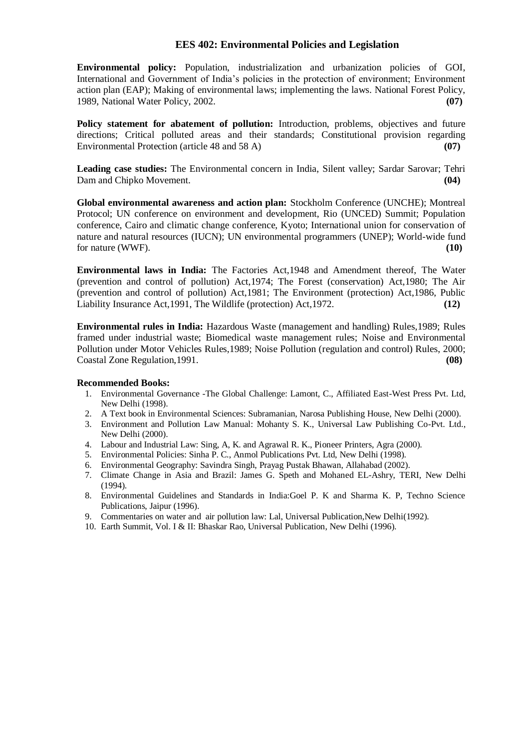## EES 402: Environmental Policies and Legislation

**Environmental policy:** Population, industrialization and urbanization policies of GOI, International and Government of India's policies in the protection of environment; Environment action plan (EAP); Making of environmental laws; implementing the laws. National Forest Policy, 1989, National Water Policy, 2002. **(07)**

**Policy statement for abatement of pollution:** Introduction, problems, objectives and future directions; Critical polluted areas and their standards; Constitutional provision regarding Environmental Protection (article 48 and 58 A) **(07)**

**Leading case studies:** The Environmental concern in India, Silent valley; Sardar Sarovar; Tehri Dam and Chipko Movement. **(04)**

**Global environmental awareness and action plan:** Stockholm Conference (UNCHE); Montreal Protocol; UN conference on environment and development, Rio (UNCED) Summit; Population conference, Cairo and climatic change conference, Kyoto; International union for conservation of nature and natural resources (IUCN); UN environmental programmers (UNEP); World-wide fund for nature (WWF). **(10)**

**Environmental laws in India:** The Factories Act,1948 and Amendment thereof, The Water (prevention and control of pollution) Act,1974; The Forest (conservation) Act,1980; The Air (prevention and control of pollution) Act,1981; The Environment (protection) Act,1986, Public Liability Insurance Act,1991, The Wildlife (protection) Act,1972. **(12)**

**Environmental rules in India:** Hazardous Waste (management and handling) Rules,1989; Rules framed under industrial waste; Biomedical waste management rules; Noise and Environmental Pollution under Motor Vehicles Rules,1989; Noise Pollution (regulation and control) Rules, 2000; Coastal Zone Regulation,1991. **(08)**

**Recommended Books:**

1. Environmental Governance -The Global Challenge: Lamont, C., Affiliated East-West Press Pvt. Ltd, New Delhi (1998).
2. A Text book in Environmental Sciences: Subramanian, Narosa Publishing House, New Delhi (2000).
3. Environment and Pollution Law Manual: Mohanty S. K., Universal Law Publishing Co-Pvt. Ltd., New Delhi (2000).
4. Labour and Industrial Law: Sing, A, K. and Agrawal R. K., Pioneer Printers, Agra (2000).
5. Environmental Policies: Sinha P. C., Anmol Publications Pvt. Ltd, New Delhi (1998).
6. Environmental Geography: Savindra Singh, Prayag Pustak Bhawan, Allahabad (2002).
7. Climate Change in Asia and Brazil: James G. Speth and Mohaned EL-Ashry, TERI, New Delhi (1994).
8. Environmental Guidelines and Standards in India:Goel P. K and Sharma K. P, Techno Science Publications, Jaipur (1996).
9. Commentaries on water and air pollution law: Lal, Universal Publication,New Delhi(1992).
10. Earth Summit, Vol. I & II: Bhaskar Rao, Universal Publication, New Delhi (1996).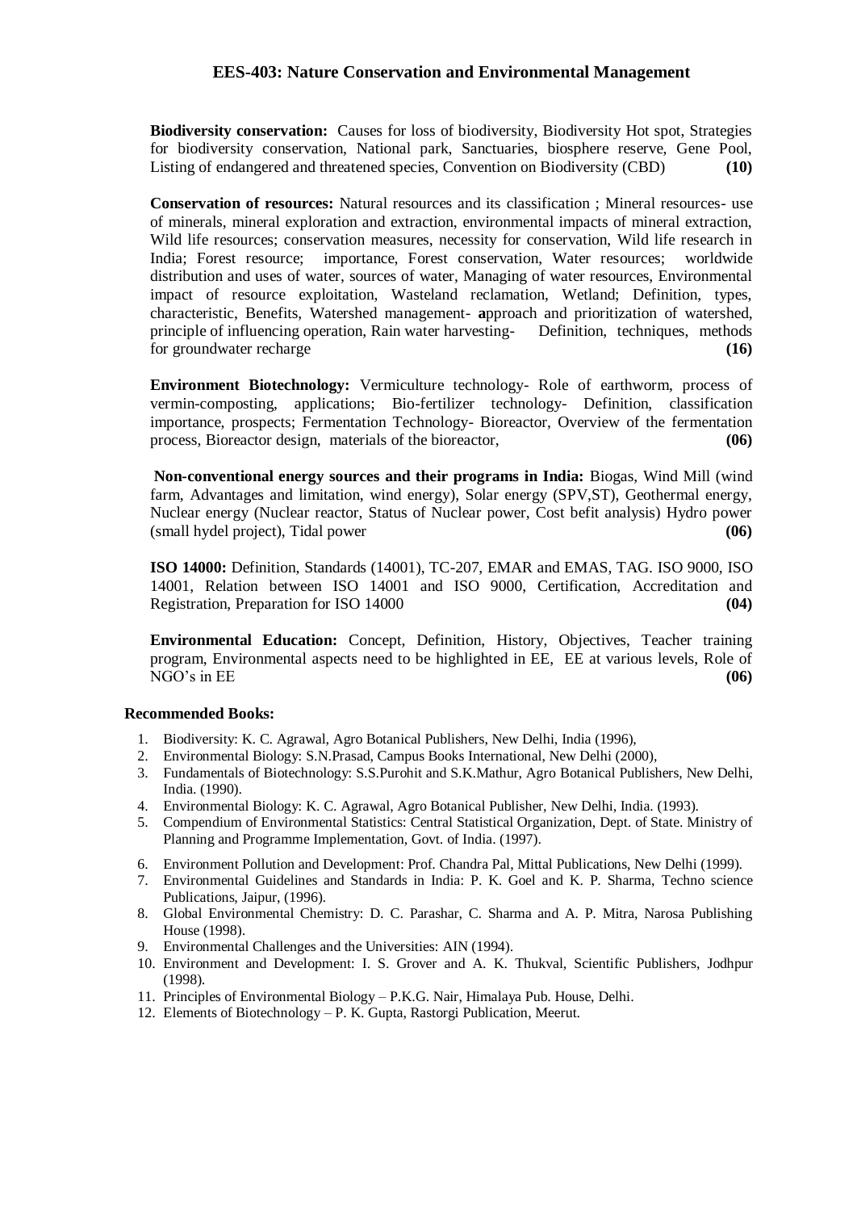## EES-403: Nature Conservation and Environmental Management

**Biodiversity conservation:** Causes for loss of biodiversity, Biodiversity Hot spot, Strategies for biodiversity conservation, National park, Sanctuaries, biosphere reserve, Gene Pool, Listing of endangered and threatened species, Convention on Biodiversity (CBD) **(10)**

**Conservation of resources:** Natural resources and its classification ; Mineral resources- use of minerals, mineral exploration and extraction, environmental impacts of mineral extraction, Wild life resources; conservation measures, necessity for conservation, Wild life research in India; Forest resource; importance, Forest conservation, Water resources; worldwide distribution and uses of water, sources of water, Managing of water resources, Environmental impact of resource exploitation, Wasteland reclamation, Wetland; Definition, types, characteristic, Benefits, Watershed management- **a**pproach and prioritization of watershed, principle of influencing operation, Rain water harvesting- Definition, techniques, methods for groundwater recharge **(16)**

**Environment Biotechnology:** Vermiculture technology- Role of earthworm, process of vermin-composting, applications; Bio-fertilizer technology- Definition, classification importance, prospects; Fermentation Technology- Bioreactor, Overview of the fermentation process, Bioreactor design, materials of the bioreactor, **(06)**

**Non-conventional energy sources and their programs in India:** Biogas, Wind Mill (wind farm, Advantages and limitation, wind energy), Solar energy (SPV,ST), Geothermal energy, Nuclear energy (Nuclear reactor, Status of Nuclear power, Cost befit analysis) Hydro power (small hydel project), Tidal power **(06)**

**ISO 14000:** Definition, Standards (14001), TC-207, EMAR and EMAS, TAG. ISO 9000, ISO 14001, Relation between ISO 14001 and ISO 9000, Certification, Accreditation and Registration, Preparation for ISO 14000 **(04)**

**Environmental Education:** Concept, Definition, History, Objectives, Teacher training program, Environmental aspects need to be highlighted in EE, EE at various levels, Role of NGO's in EE **(06)**

### Recommended Books:

1. Biodiversity: K. C. Agrawal, Agro Botanical Publishers, New Delhi, India (1996),
2. Environmental Biology: S.N.Prasad, Campus Books International, New Delhi (2000),
3. Fundamentals of Biotechnology: S.S.Purohit and S.K.Mathur, Agro Botanical Publishers, New Delhi, India. (1990).
4. Environmental Biology: K. C. Agrawal, Agro Botanical Publisher, New Delhi, India. (1993).
5. Compendium of Environmental Statistics: Central Statistical Organization, Dept. of State. Ministry of Planning and Programme Implementation, Govt. of India. (1997).
6. Environment Pollution and Development: Prof. Chandra Pal, Mittal Publications, New Delhi (1999).
7. Environmental Guidelines and Standards in India: P. K. Goel and K. P. Sharma, Techno science Publications, Jaipur, (1996).
8. Global Environmental Chemistry: D. C. Parashar, C. Sharma and A. P. Mitra, Narosa Publishing House (1998).
9. Environmental Challenges and the Universities: AIN (1994).
10. Environment and Development: I. S. Grover and A. K. Thukval, Scientific Publishers, Jodhpur (1998).
11. Principles of Environmental Biology – P.K.G. Nair, Himalaya Pub. House, Delhi.
12. Elements of Biotechnology – P. K. Gupta, Rastorgi Publication, Meerut.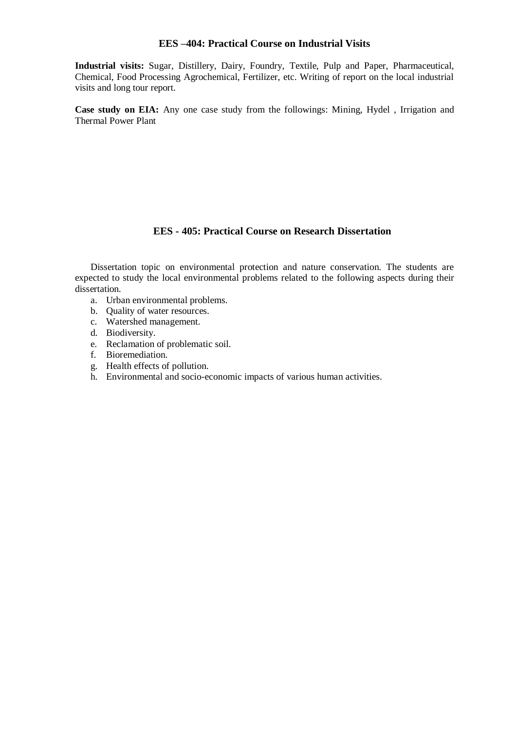## EES –404: Practical Course on Industrial Visits

**Industrial visits:** Sugar, Distillery, Dairy, Foundry, Textile, Pulp and Paper, Pharmaceutical, Chemical, Food Processing Agrochemical, Fertilizer, etc. Writing of report on the local industrial visits and long tour report.

**Case study on EIA:** Any one case study from the followings: Mining, Hydel , Irrigation and Thermal Power Plant

## EES - 405: Practical Course on Research Dissertation

Dissertation topic on environmental protection and nature conservation. The students are expected to study the local environmental problems related to the following aspects during their dissertation.

a. Urban environmental problems.
b. Quality of water resources.
c. Watershed management.
d. Biodiversity.
e. Reclamation of problematic soil.
f. Bioremediation.
g. Health effects of pollution.
h. Environmental and socio-economic impacts of various human activities.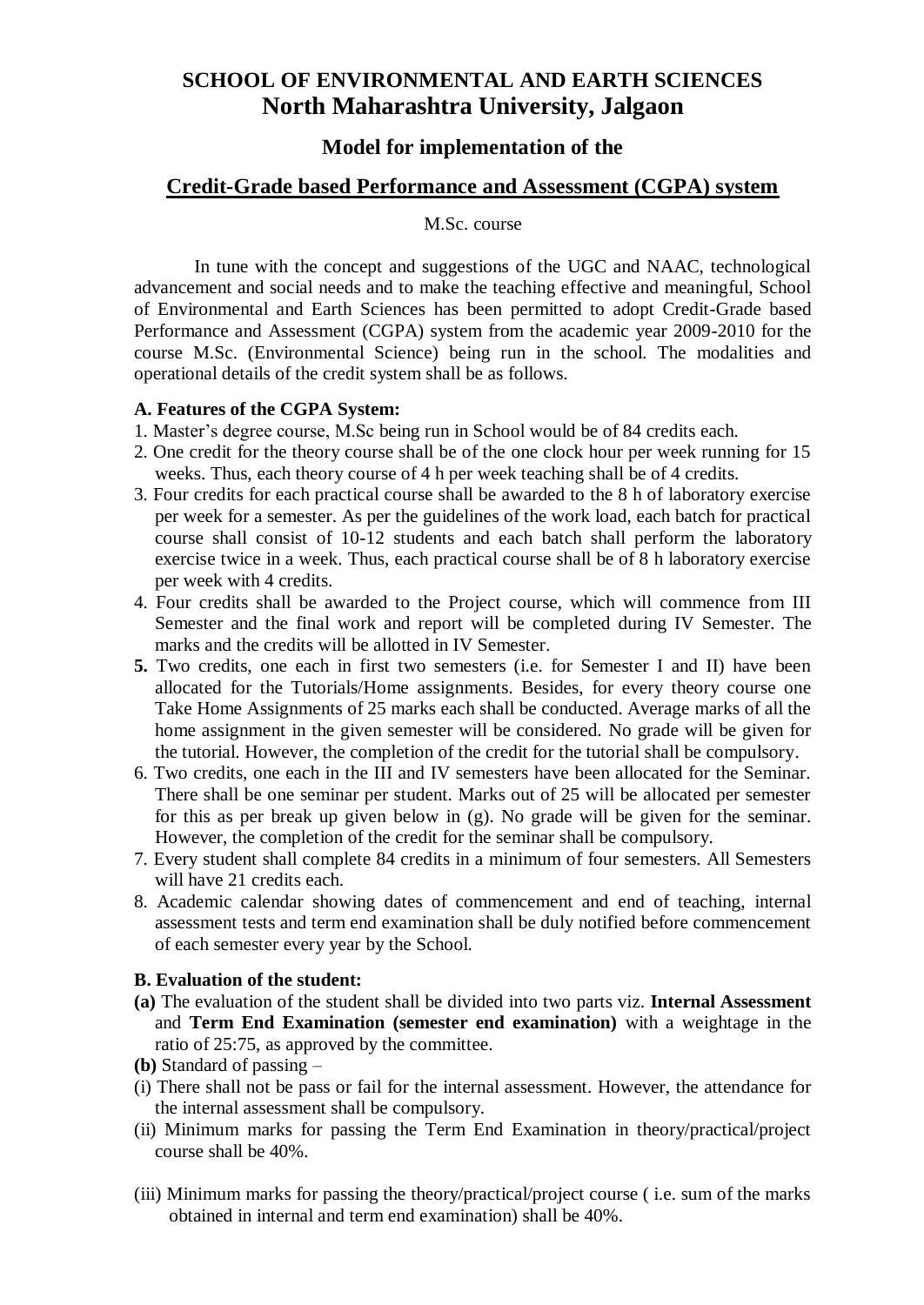# SCHOOL OF ENVIRONMENTAL AND EARTH SCIENCES
# North Maharashtra University, Jalgaon

## Model for implementation of the

## Credit-Grade based Performance and Assessment (CGPA) system

M.Sc. course

In tune with the concept and suggestions of the UGC and NAAC, technological advancement and social needs and to make the teaching effective and meaningful, School of Environmental and Earth Sciences has been permitted to adopt Credit-Grade based Performance and Assessment (CGPA) system from the academic year 2009-2010 for the course M.Sc. (Environmental Science) being run in the school. The modalities and operational details of the credit system shall be as follows.

**A. Features of the CGPA System:**

1. Master's degree course, M.Sc being run in School would be of 84 credits each.
2. One credit for the theory course shall be of the one clock hour per week running for 15 weeks. Thus, each theory course of 4 h per week teaching shall be of 4 credits.
3. Four credits for each practical course shall be awarded to the 8 h of laboratory exercise per week for a semester. As per the guidelines of the work load, each batch for practical course shall consist of 10-12 students and each batch shall perform the laboratory exercise twice in a week. Thus, each practical course shall be of 8 h laboratory exercise per week with 4 credits.
4. Four credits shall be awarded to the Project course, which will commence from III Semester and the final work and report will be completed during IV Semester. The marks and the credits will be allotted in IV Semester.
5. Two credits, one each in first two semesters (i.e. for Semester I and II) have been allocated for the Tutorials/Home assignments. Besides, for every theory course one Take Home Assignments of 25 marks each shall be conducted. Average marks of all the home assignment in the given semester will be considered. No grade will be given for the tutorial. However, the completion of the credit for the tutorial shall be compulsory.
6. Two credits, one each in the III and IV semesters have been allocated for the Seminar. There shall be one seminar per student. Marks out of 25 will be allocated per semester for this as per break up given below in (g). No grade will be given for the seminar. However, the completion of the credit for the seminar shall be compulsory.
7. Every student shall complete 84 credits in a minimum of four semesters. All Semesters will have 21 credits each.
8. Academic calendar showing dates of commencement and end of teaching, internal assessment tests and term end examination shall be duly notified before commencement of each semester every year by the School.

**B. Evaluation of the student:**

**(a)** The evaluation of the student shall be divided into two parts viz. **Internal Assessment** and **Term End Examination (semester end examination)** with a weightage in the ratio of 25:75, as approved by the committee.

**(b)** Standard of passing –

(i) There shall not be pass or fail for the internal assessment. However, the attendance for the internal assessment shall be compulsory.

(ii) Minimum marks for passing the Term End Examination in theory/practical/project course shall be 40%.

(iii) Minimum marks for passing the theory/practical/project course ( i.e. sum of the marks obtained in internal and term end examination) shall be 40%.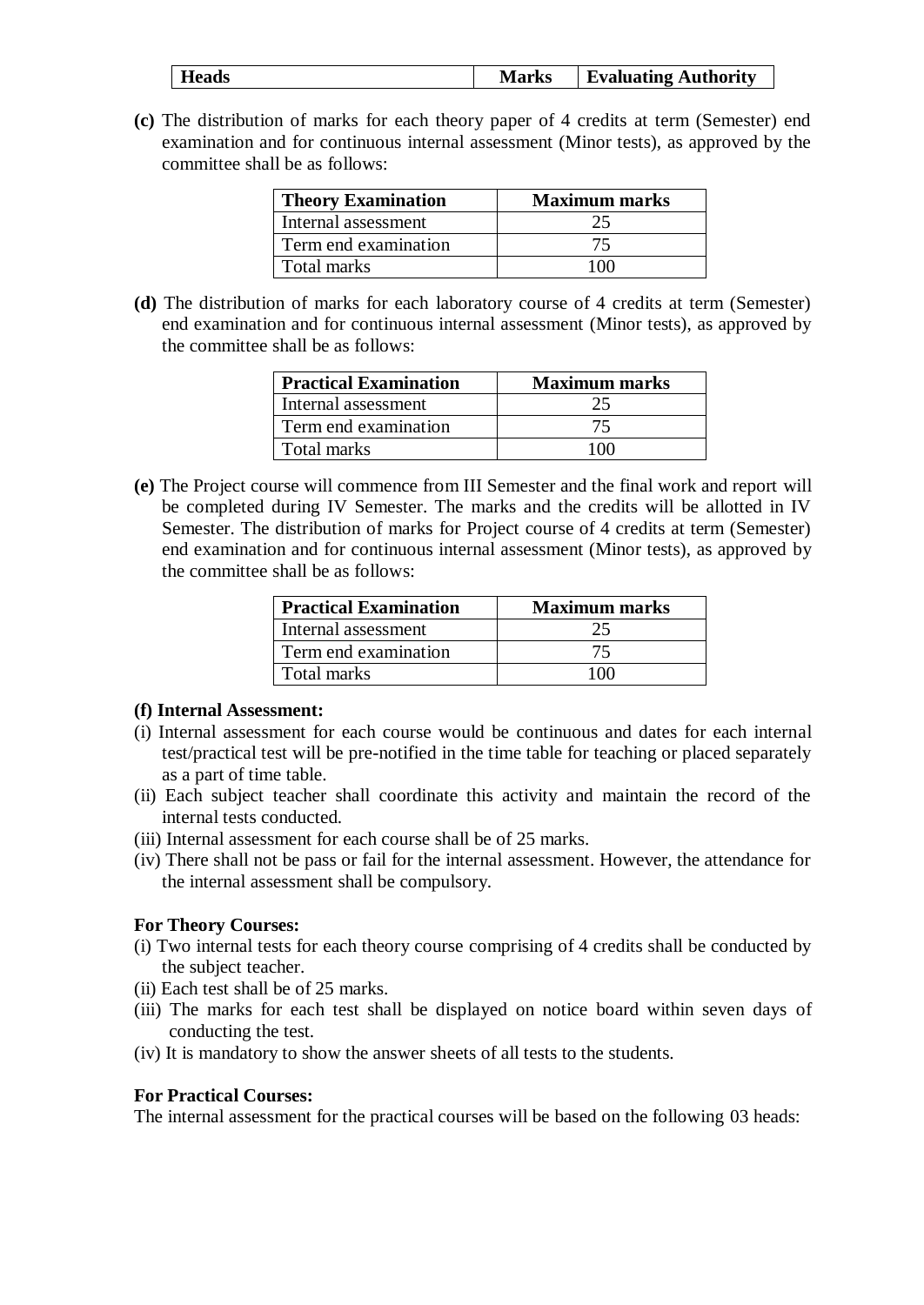| Heads | Marks | Evaluating Authority |
|---|---|---|

**(c)** The distribution of marks for each theory paper of 4 credits at term (Semester) end examination and for continuous internal assessment (Minor tests), as approved by the committee shall be as follows:

| Theory Examination | Maximum marks |
|---|---|
| Internal assessment | 25 |
| Term end examination | 75 |
| Total marks | 100 |

**(d)** The distribution of marks for each laboratory course of 4 credits at term (Semester) end examination and for continuous internal assessment (Minor tests), as approved by the committee shall be as follows:

| Practical Examination | Maximum marks |
|---|---|
| Internal assessment | 25 |
| Term end examination | 75 |
| Total marks | 100 |

**(e)** The Project course will commence from III Semester and the final work and report will be completed during IV Semester. The marks and the credits will be allotted in IV Semester. The distribution of marks for Project course of 4 credits at term (Semester) end examination and for continuous internal assessment (Minor tests), as approved by the committee shall be as follows:

| Practical Examination | Maximum marks |
|---|---|
| Internal assessment | 25 |
| Term end examination | 75 |
| Total marks | 100 |

**(f) Internal Assessment:**

(i) Internal assessment for each course would be continuous and dates for each internal test/practical test will be pre-notified in the time table for teaching or placed separately as a part of time table.

(ii) Each subject teacher shall coordinate this activity and maintain the record of the internal tests conducted.

(iii) Internal assessment for each course shall be of 25 marks.

(iv) There shall not be pass or fail for the internal assessment. However, the attendance for the internal assessment shall be compulsory.

**For Theory Courses:**

(i) Two internal tests for each theory course comprising of 4 credits shall be conducted by the subject teacher.

(ii) Each test shall be of 25 marks.

(iii) The marks for each test shall be displayed on notice board within seven days of conducting the test.

(iv) It is mandatory to show the answer sheets of all tests to the students.

**For Practical Courses:**

The internal assessment for the practical courses will be based on the following 03 heads: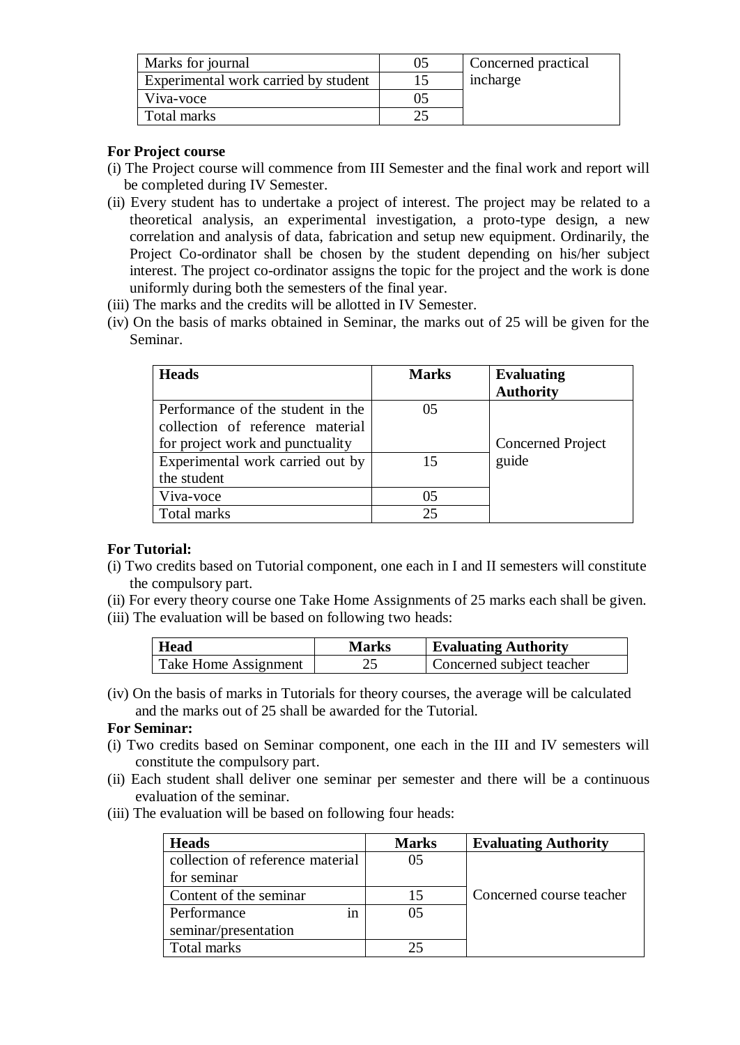| Marks for journal | 05 | Concerned practical incharge |
|---|---|---|
| Experimental work carried by student | 15 | |
| Viva-voce | 05 | |
| Total marks | 25 | |

**For Project course**

(i) The Project course will commence from III Semester and the final work and report will be completed during IV Semester.

(ii) Every student has to undertake a project of interest. The project may be related to a theoretical analysis, an experimental investigation, a proto-type design, a new correlation and analysis of data, fabrication and setup new equipment. Ordinarily, the Project Co-ordinator shall be chosen by the student depending on his/her subject interest. The project co-ordinator assigns the topic for the project and the work is done uniformly during both the semesters of the final year.

(iii) The marks and the credits will be allotted in IV Semester.

(iv) On the basis of marks obtained in Seminar, the marks out of 25 will be given for the Seminar.

| Heads | Marks | Evaluating Authority |
|---|---|---|
| Performance of the student in the collection of reference material for project work and punctuality | 05 | Concerned Project guide |
| Experimental work carried out by the student | 15 | |
| Viva-voce | 05 | |
| Total marks | 25 | |

**For Tutorial:**

(i) Two credits based on Tutorial component, one each in I and II semesters will constitute the compulsory part.

(ii) For every theory course one Take Home Assignments of 25 marks each shall be given.

(iii) The evaluation will be based on following two heads:

| Head | Marks | Evaluating Authority |
|---|---|---|
| Take Home Assignment | 25 | Concerned subject teacher |

(iv) On the basis of marks in Tutorials for theory courses, the average will be calculated and the marks out of 25 shall be awarded for the Tutorial.

**For Seminar:**

(i) Two credits based on Seminar component, one each in the III and IV semesters will constitute the compulsory part.

(ii) Each student shall deliver one seminar per semester and there will be a continuous evaluation of the seminar.

(iii) The evaluation will be based on following four heads:

| Heads | Marks | Evaluating Authority |
|---|---|---|
| collection of reference material for seminar | 05 | Concerned course teacher |
| Content of the seminar | 15 | |
| Performance in seminar/presentation | 05 | |
| Total marks | 25 | |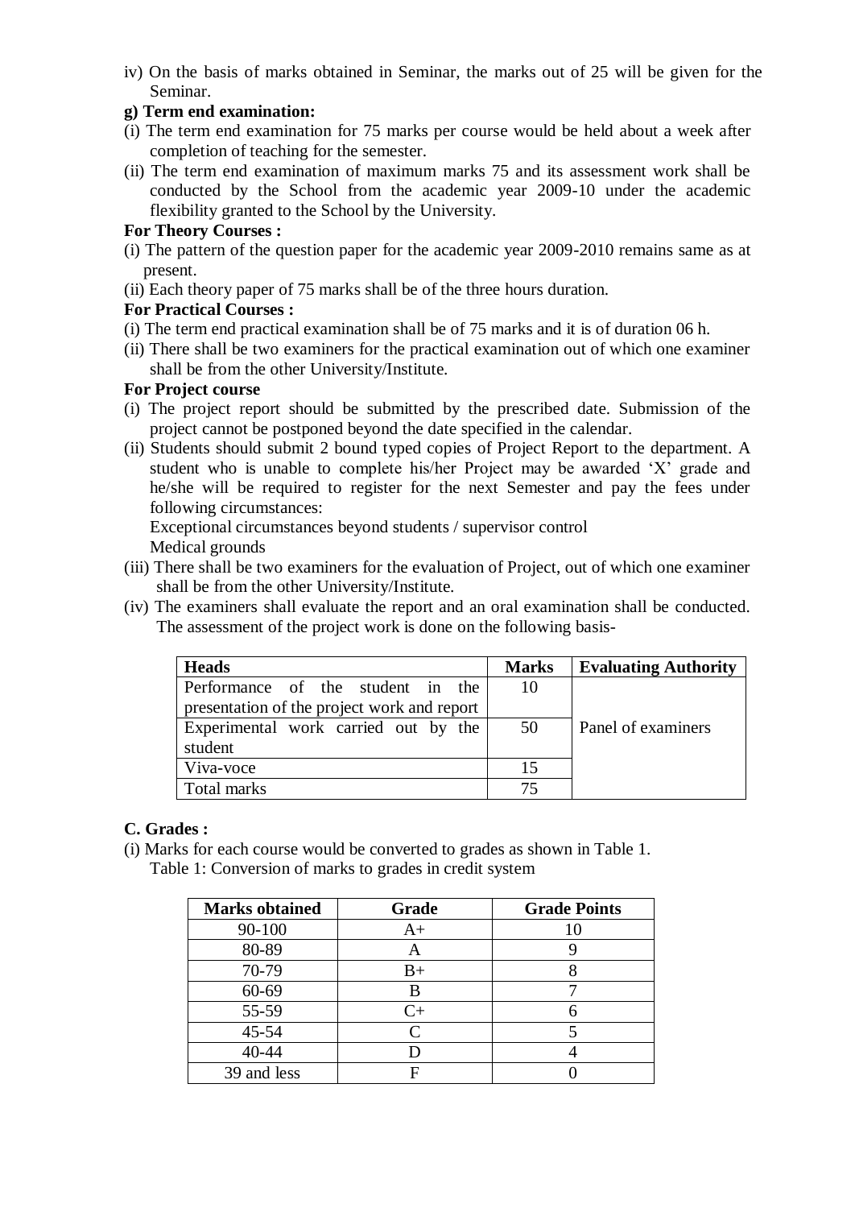iv) On the basis of marks obtained in Seminar, the marks out of 25 will be given for the Seminar.

**g) Term end examination:**

(i) The term end examination for 75 marks per course would be held about a week after completion of teaching for the semester.

(ii) The term end examination of maximum marks 75 and its assessment work shall be conducted by the School from the academic year 2009-10 under the academic flexibility granted to the School by the University.

**For Theory Courses :**

(i) The pattern of the question paper for the academic year 2009-2010 remains same as at present.

(ii) Each theory paper of 75 marks shall be of the three hours duration.

**For Practical Courses :**

(i) The term end practical examination shall be of 75 marks and it is of duration 06 h.

(ii) There shall be two examiners for the practical examination out of which one examiner shall be from the other University/Institute.

**For Project course**

(i) The project report should be submitted by the prescribed date. Submission of the project cannot be postponed beyond the date specified in the calendar.

(ii) Students should submit 2 bound typed copies of Project Report to the department. A student who is unable to complete his/her Project may be awarded 'X' grade and he/she will be required to register for the next Semester and pay the fees under following circumstances:

Exceptional circumstances beyond students / supervisor control

Medical grounds

(iii) There shall be two examiners for the evaluation of Project, out of which one examiner shall be from the other University/Institute.

(iv) The examiners shall evaluate the report and an oral examination shall be conducted. The assessment of the project work is done on the following basis-

| Heads | Marks | Evaluating Authority |
|---|---|---|
| Performance of the student in the presentation of the project work and report | 10 | Panel of examiners |
| Experimental work carried out by the student | 50 | |
| Viva-voce | 15 | |
| Total marks | 75 | |

**C. Grades :**

(i) Marks for each course would be converted to grades as shown in Table 1.

Table 1: Conversion of marks to grades in credit system

| Marks obtained | Grade | Grade Points |
|---|---|---|
| 90-100 | A+ | 10 |
| 80-89 | A | 9 |
| 70-79 | B+ | 8 |
| 60-69 | B | 7 |
| 55-59 | C+ | 6 |
| 45-54 | C | 5 |
| 40-44 | D | 4 |
| 39 and less | F | 0 |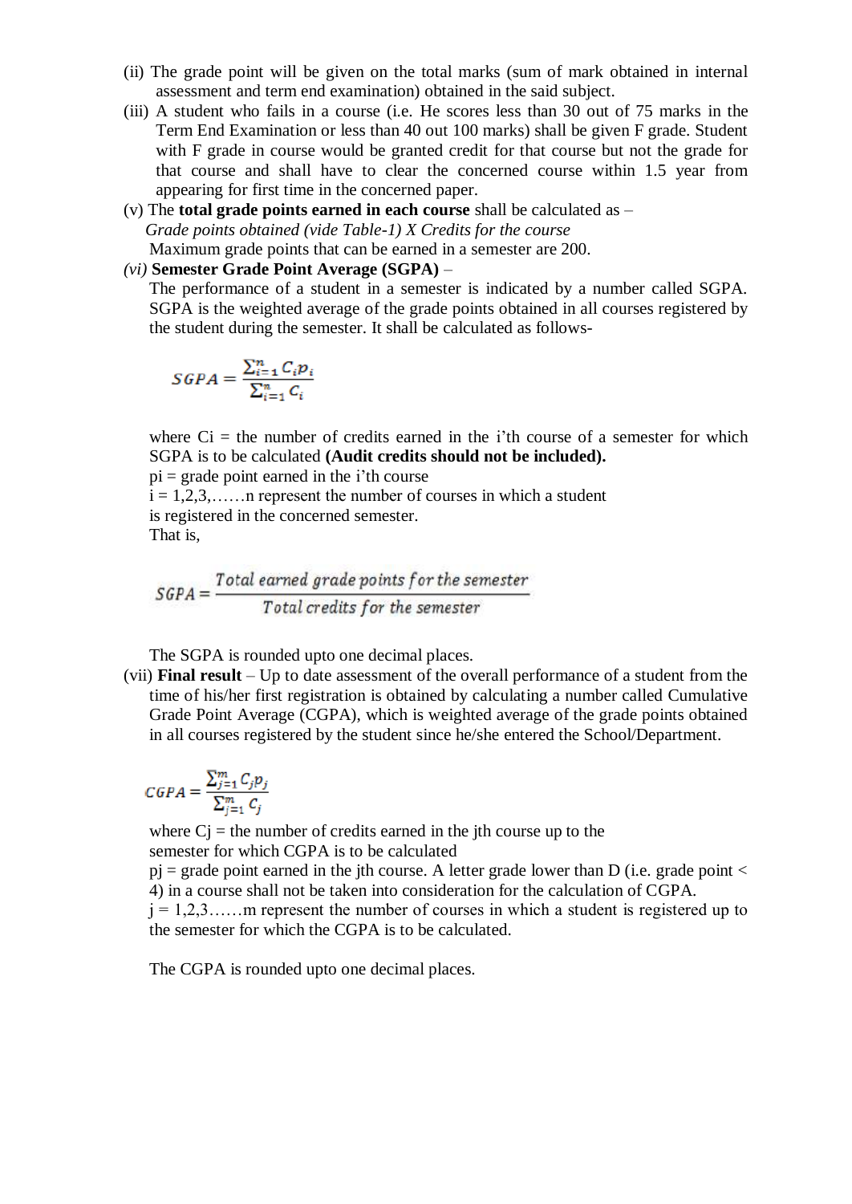(ii) The grade point will be given on the total marks (sum of mark obtained in internal assessment and term end examination) obtained in the said subject.

(iii) A student who fails in a course (i.e. He scores less than 30 out of 75 marks in the Term End Examination or less than 40 out 100 marks) shall be given F grade. Student with F grade in course would be granted credit for that course but not the grade for that course and shall have to clear the concerned course within 1.5 year from appearing for first time in the concerned paper.

(v) The **total grade points earned in each course** shall be calculated as –
*Grade points obtained (vide Table-1) X Credits for the course*
Maximum grade points that can be earned in a semester are 200.

*(vi)* **Semester Grade Point Average (SGPA)** –
The performance of a student in a semester is indicated by a number called SGPA. SGPA is the weighted average of the grade points obtained in all courses registered by the student during the semester. It shall be calculated as follows-

$$SGPA = \frac{\sum_{i=1}^{n} C_i p_i}{\sum_{i=1}^{n} C_i}$$

where Ci = the number of credits earned in the i'th course of a semester for which SGPA is to be calculated **(Audit credits should not be included).**
pi = grade point earned in the i'th course
i = 1,2,3,……n represent the number of courses in which a student is registered in the concerned semester.
That is,

$$SGPA = \frac{Total\ earned\ grade\ points\ for\ the\ semester}{Total\ credits\ for\ the\ semester}$$

The SGPA is rounded upto one decimal places.

(vii) **Final result** – Up to date assessment of the overall performance of a student from the time of his/her first registration is obtained by calculating a number called Cumulative Grade Point Average (CGPA), which is weighted average of the grade points obtained in all courses registered by the student since he/she entered the School/Department.

$$CGPA = \frac{\sum_{j=1}^{m} C_j p_j}{\sum_{j=1}^{m} C_j}$$

where Cj = the number of credits earned in the jth course up to the semester for which CGPA is to be calculated
pj = grade point earned in the jth course. A letter grade lower than D (i.e. grade point < 4) in a course shall not be taken into consideration for the calculation of CGPA.
j = 1,2,3……m represent the number of courses in which a student is registered up to the semester for which the CGPA is to be calculated.

The CGPA is rounded upto one decimal places.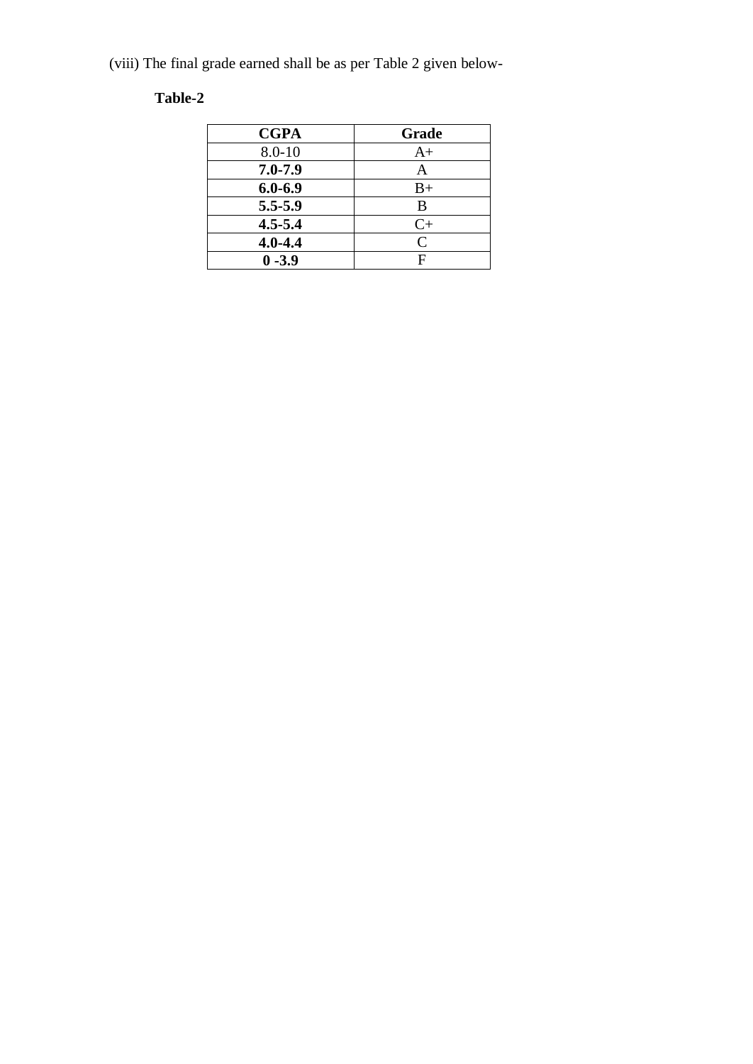(viii) The final grade earned shall be as per Table 2 given below-

**Table-2**

| **CGPA** | **Grade** |
|---|---|
| 8.0-10 | A+ |
| **7.0-7.9** | A |
| **6.0-6.9** | B+ |
| **5.5-5.9** | B |
| **4.5-5.4** | C+ |
| **4.0-4.4** | C |
| **0 -3.9** | F |